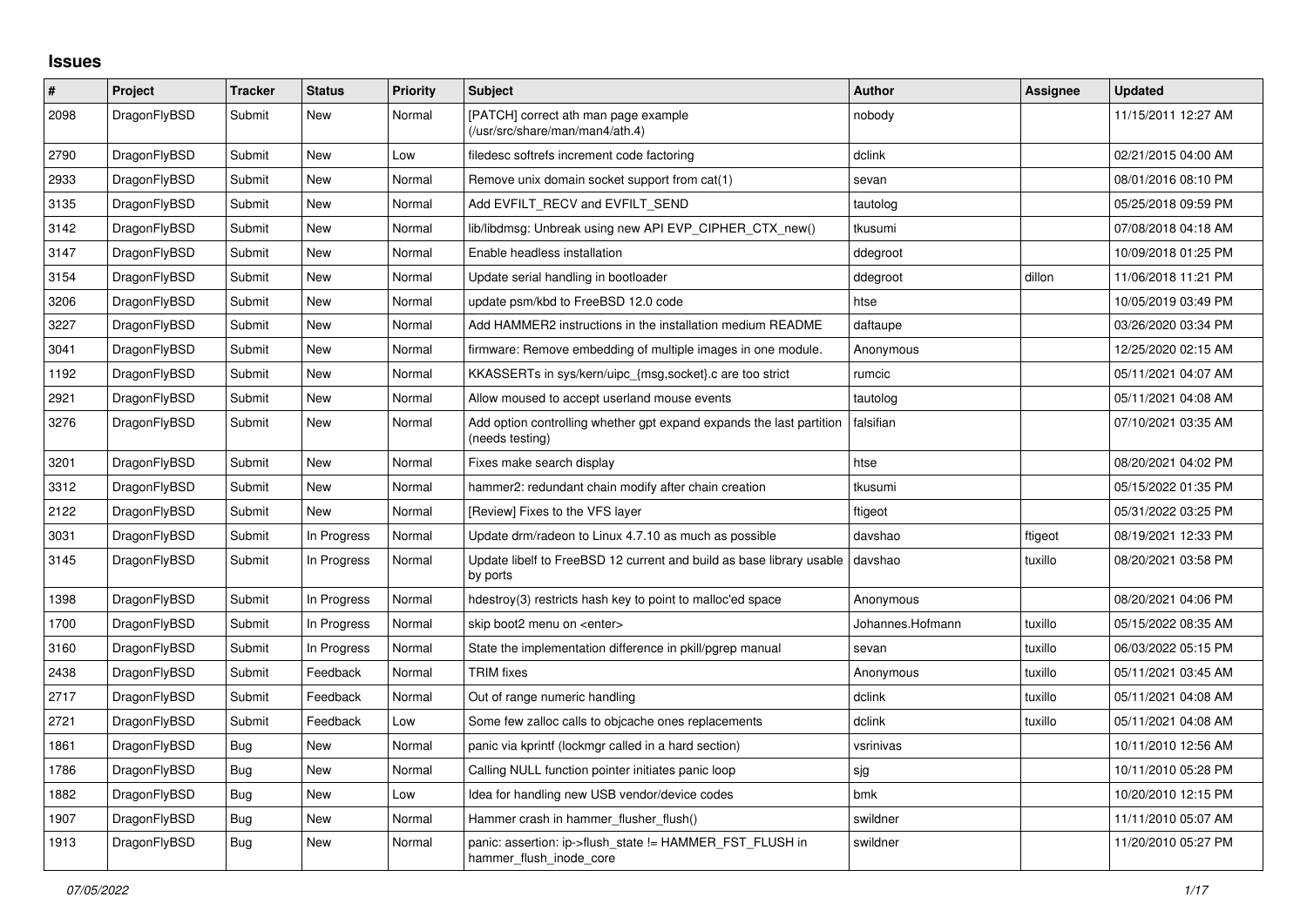## Issues

| # | Project | Tracker | Status | Priority | Subject | Author | Assignee | Updated |
|---|---|---|---|---|---|---|---|---|
| 2098 | DragonFlyBSD | Submit | New | Normal | [PATCH] correct ath man page example (/usr/src/share/man/man4/ath.4) | nobody | | 11/15/2011 12:27 AM |
| 2790 | DragonFlyBSD | Submit | New | Low | filedesc softrefs increment code factoring | dclink | | 02/21/2015 04:00 AM |
| 2933 | DragonFlyBSD | Submit | New | Normal | Remove unix domain socket support from cat(1) | sevan | | 08/01/2016 08:10 PM |
| 3135 | DragonFlyBSD | Submit | New | Normal | Add EVFILT_RECV and EVFILT_SEND | tautolog | | 05/25/2018 09:59 PM |
| 3142 | DragonFlyBSD | Submit | New | Normal | lib/libdmsg: Unbreak using new API EVP_CIPHER_CTX_new() | tkusumi | | 07/08/2018 04:18 AM |
| 3147 | DragonFlyBSD | Submit | New | Normal | Enable headless installation | ddegroot | | 10/09/2018 01:25 PM |
| 3154 | DragonFlyBSD | Submit | New | Normal | Update serial handling in bootloader | ddegroot | dillon | 11/06/2018 11:21 PM |
| 3206 | DragonFlyBSD | Submit | New | Normal | update psm/kbd to FreeBSD 12.0 code | htse | | 10/05/2019 03:49 PM |
| 3227 | DragonFlyBSD | Submit | New | Normal | Add HAMMER2 instructions in the installation medium README | daftaupe | | 03/26/2020 03:34 PM |
| 3041 | DragonFlyBSD | Submit | New | Normal | firmware: Remove embedding of multiple images in one module. | Anonymous | | 12/25/2020 02:15 AM |
| 1192 | DragonFlyBSD | Submit | New | Normal | KKASSERTs in sys/kern/uipc_{msg,socket}.c are too strict | rumcic | | 05/11/2021 04:07 AM |
| 2921 | DragonFlyBSD | Submit | New | Normal | Allow moused to accept userland mouse events | tautolog | | 05/11/2021 04:08 AM |
| 3276 | DragonFlyBSD | Submit | New | Normal | Add option controlling whether gpt expand expands the last partition (needs testing) | falsifian | | 07/10/2021 03:35 AM |
| 3201 | DragonFlyBSD | Submit | New | Normal | Fixes make search display | htse | | 08/20/2021 04:02 PM |
| 3312 | DragonFlyBSD | Submit | New | Normal | hammer2: redundant chain modify after chain creation | tkusumi | | 05/15/2022 01:35 PM |
| 2122 | DragonFlyBSD | Submit | New | Normal | [Review] Fixes to the VFS layer | ftigeot | | 05/31/2022 03:25 PM |
| 3031 | DragonFlyBSD | Submit | In Progress | Normal | Update drm/radeon to Linux 4.7.10 as much as possible | davshao | ftigeot | 08/19/2021 12:33 PM |
| 3145 | DragonFlyBSD | Submit | In Progress | Normal | Update libelf to FreeBSD 12 current and build as base library usable by ports | davshao | tuxillo | 08/20/2021 03:58 PM |
| 1398 | DragonFlyBSD | Submit | In Progress | Normal | hdestroy(3) restricts hash key to point to malloc'ed space | Anonymous | | 08/20/2021 04:06 PM |
| 1700 | DragonFlyBSD | Submit | In Progress | Normal | skip boot2 menu on <enter> | Johannes.Hofmann | tuxillo | 05/15/2022 08:35 AM |
| 3160 | DragonFlyBSD | Submit | In Progress | Normal | State the implementation difference in pkill/pgrep manual | sevan | tuxillo | 06/03/2022 05:15 PM |
| 2438 | DragonFlyBSD | Submit | Feedback | Normal | TRIM fixes | Anonymous | tuxillo | 05/11/2021 03:45 AM |
| 2717 | DragonFlyBSD | Submit | Feedback | Normal | Out of range numeric handling | dclink | tuxillo | 05/11/2021 04:08 AM |
| 2721 | DragonFlyBSD | Submit | Feedback | Low | Some few zalloc calls to objcache ones replacements | dclink | tuxillo | 05/11/2021 04:08 AM |
| 1861 | DragonFlyBSD | Bug | New | Normal | panic via kprintf (lockmgr called in a hard section) | vsrinivas | | 10/11/2010 12:56 AM |
| 1786 | DragonFlyBSD | Bug | New | Normal | Calling NULL function pointer initiates panic loop | sjg | | 10/11/2010 05:28 PM |
| 1882 | DragonFlyBSD | Bug | New | Low | Idea for handling new USB vendor/device codes | bmk | | 10/20/2010 12:15 PM |
| 1907 | DragonFlyBSD | Bug | New | Normal | Hammer crash in hammer_flusher_flush() | swildner | | 11/11/2010 05:07 AM |
| 1913 | DragonFlyBSD | Bug | New | Normal | panic: assertion: ip->flush_state != HAMMER_FST_FLUSH in hammer_flush_inode_core | swildner | | 11/20/2010 05:27 PM |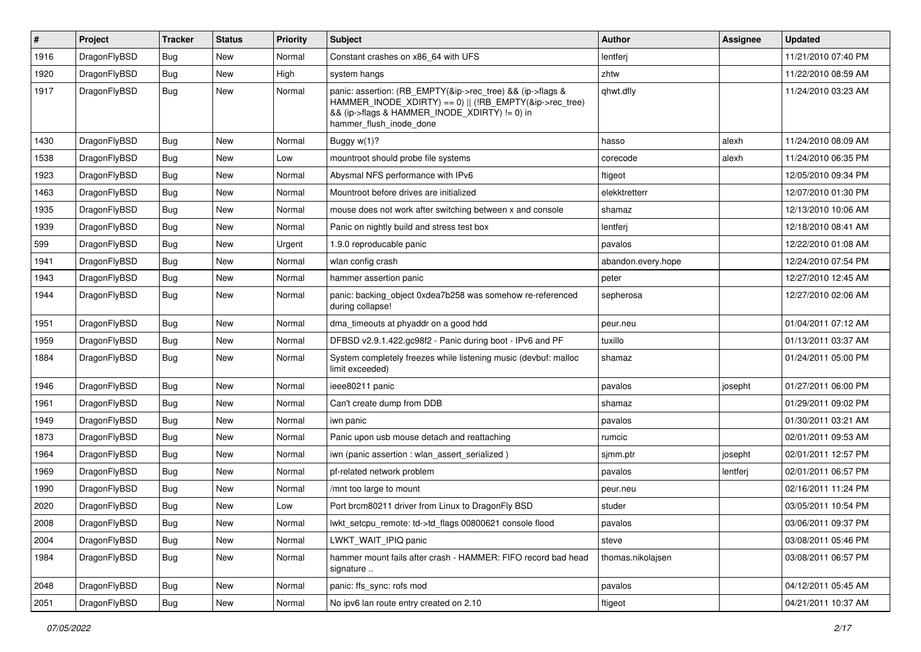| # | Project | Tracker | Status | Priority | Subject | Author | Assignee | Updated |
|---|---|---|---|---|---|---|---|---|
| 1916 | DragonFlyBSD | Bug | New | Normal | Constant crashes on x86_64 with UFS | lentferj | | 11/21/2010 07:40 PM |
| 1920 | DragonFlyBSD | Bug | New | High | system hangs | zhtw | | 11/22/2010 08:59 AM |
| 1917 | DragonFlyBSD | Bug | New | Normal | panic: assertion: (RB_EMPTY(&ip->rec_tree) && (ip->flags & HAMMER_INODE_XDIRTY) == 0) \|\| (!RB_EMPTY(&ip->rec_tree) && (ip->flags & HAMMER_INODE_XDIRTY) != 0) in hammer_flush_inode_done | qhwt.dfly | | 11/24/2010 03:23 AM |
| 1430 | DragonFlyBSD | Bug | New | Normal | Buggy w(1)? | hasso | alexh | 11/24/2010 08:09 AM |
| 1538 | DragonFlyBSD | Bug | New | Low | mountroot should probe file systems | corecode | alexh | 11/24/2010 06:35 PM |
| 1923 | DragonFlyBSD | Bug | New | Normal | Abysmal NFS performance with IPv6 | ftigeot | | 12/05/2010 09:34 PM |
| 1463 | DragonFlyBSD | Bug | New | Normal | Mountroot before drives are initialized | elekktretterr | | 12/07/2010 01:30 PM |
| 1935 | DragonFlyBSD | Bug | New | Normal | mouse does not work after switching between x and console | shamaz | | 12/13/2010 10:06 AM |
| 1939 | DragonFlyBSD | Bug | New | Normal | Panic on nightly build and stress test box | lentferj | | 12/18/2010 08:41 AM |
| 599 | DragonFlyBSD | Bug | New | Urgent | 1.9.0 reproducable panic | pavalos | | 12/22/2010 01:08 AM |
| 1941 | DragonFlyBSD | Bug | New | Normal | wlan config crash | abandon.every.hope | | 12/24/2010 07:54 PM |
| 1943 | DragonFlyBSD | Bug | New | Normal | hammer assertion panic | peter | | 12/27/2010 12:45 AM |
| 1944 | DragonFlyBSD | Bug | New | Normal | panic: backing_object 0xdea7b258 was somehow re-referenced during collapse! | sepherosa | | 12/27/2010 02:06 AM |
| 1951 | DragonFlyBSD | Bug | New | Normal | dma_timeouts at phyaddr on a good hdd | peur.neu | | 01/04/2011 07:12 AM |
| 1959 | DragonFlyBSD | Bug | New | Normal | DFBSD v2.9.1.422.gc98f2 - Panic during boot - IPv6 and PF | tuxillo | | 01/13/2011 03:37 AM |
| 1884 | DragonFlyBSD | Bug | New | Normal | System completely freezes while listening music (devbuf: malloc limit exceeded) | shamaz | | 01/24/2011 05:00 PM |
| 1946 | DragonFlyBSD | Bug | New | Normal | ieee80211 panic | pavalos | josepht | 01/27/2011 06:00 PM |
| 1961 | DragonFlyBSD | Bug | New | Normal | Can't create dump from DDB | shamaz | | 01/29/2011 09:02 PM |
| 1949 | DragonFlyBSD | Bug | New | Normal | iwn panic | pavalos | | 01/30/2011 03:21 AM |
| 1873 | DragonFlyBSD | Bug | New | Normal | Panic upon usb mouse detach and reattaching | rumcic | | 02/01/2011 09:53 AM |
| 1964 | DragonFlyBSD | Bug | New | Normal | iwn (panic assertion : wlan_assert_serialized ) | sjmm.ptr | josepht | 02/01/2011 12:57 PM |
| 1969 | DragonFlyBSD | Bug | New | Normal | pf-related network problem | pavalos | lentferj | 02/01/2011 06:57 PM |
| 1990 | DragonFlyBSD | Bug | New | Normal | /mnt too large to mount | peur.neu | | 02/16/2011 11:24 PM |
| 2020 | DragonFlyBSD | Bug | New | Low | Port brcm80211 driver from Linux to DragonFly BSD | studer | | 03/05/2011 10:54 PM |
| 2008 | DragonFlyBSD | Bug | New | Normal | lwkt_setcpu_remote: td->td_flags 00800621 console flood | pavalos | | 03/06/2011 09:37 PM |
| 2004 | DragonFlyBSD | Bug | New | Normal | LWKT_WAIT_IPIQ panic | steve | | 03/08/2011 05:46 PM |
| 1984 | DragonFlyBSD | Bug | New | Normal | hammer mount fails after crash - HAMMER: FIFO record bad head signature .. | thomas.nikolajsen | | 03/08/2011 06:57 PM |
| 2048 | DragonFlyBSD | Bug | New | Normal | panic: ffs_sync: rofs mod | pavalos | | 04/12/2011 05:45 AM |
| 2051 | DragonFlyBSD | Bug | New | Normal | No ipv6 lan route entry created on 2.10 | ftigeot | | 04/21/2011 10:37 AM |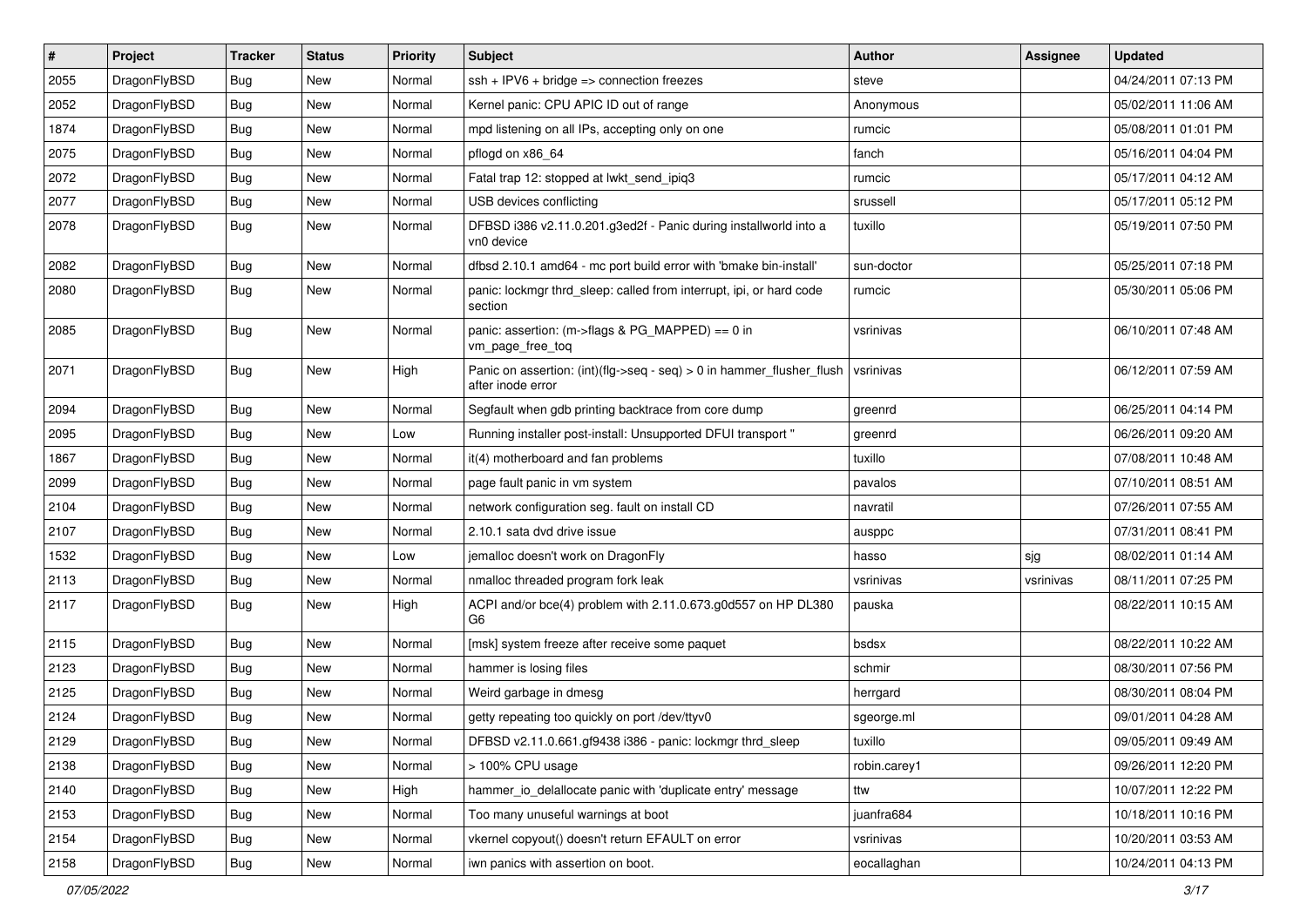| # | Project | Tracker | Status | Priority | Subject | Author | Assignee | Updated |
|---|---|---|---|---|---|---|---|---|
| 2055 | DragonFlyBSD | Bug | New | Normal | ssh + IPV6 + bridge => connection freezes | steve | | 04/24/2011 07:13 PM |
| 2052 | DragonFlyBSD | Bug | New | Normal | Kernel panic: CPU APIC ID out of range | Anonymous | | 05/02/2011 11:06 AM |
| 1874 | DragonFlyBSD | Bug | New | Normal | mpd listening on all IPs, accepting only on one | rumcic | | 05/08/2011 01:01 PM |
| 2075 | DragonFlyBSD | Bug | New | Normal | pflogd on x86_64 | fanch | | 05/16/2011 04:04 PM |
| 2072 | DragonFlyBSD | Bug | New | Normal | Fatal trap 12: stopped at lwkt_send_ipiq3 | rumcic | | 05/17/2011 04:12 AM |
| 2077 | DragonFlyBSD | Bug | New | Normal | USB devices conflicting | srussell | | 05/17/2011 05:12 PM |
| 2078 | DragonFlyBSD | Bug | New | Normal | DFBSD i386 v2.11.0.201.g3ed2f - Panic during installworld into a vn0 device | tuxillo | | 05/19/2011 07:50 PM |
| 2082 | DragonFlyBSD | Bug | New | Normal | dfbsd 2.10.1 amd64 - mc port build error with 'bmake bin-install' | sun-doctor | | 05/25/2011 07:18 PM |
| 2080 | DragonFlyBSD | Bug | New | Normal | panic: lockmgr thrd_sleep: called from interrupt, ipi, or hard code section | rumcic | | 05/30/2011 05:06 PM |
| 2085 | DragonFlyBSD | Bug | New | Normal | panic: assertion: (m->flags & PG_MAPPED) == 0 in vm_page_free_toq | vsrinivas | | 06/10/2011 07:48 AM |
| 2071 | DragonFlyBSD | Bug | New | High | Panic on assertion: (int)(flg->seq - seq) > 0 in hammer_flusher_flush after inode error | vsrinivas | | 06/12/2011 07:59 AM |
| 2094 | DragonFlyBSD | Bug | New | Normal | Segfault when gdb printing backtrace from core dump | greenrd | | 06/25/2011 04:14 PM |
| 2095 | DragonFlyBSD | Bug | New | Low | Running installer post-install: Unsupported DFUI transport " | greenrd | | 06/26/2011 09:20 AM |
| 1867 | DragonFlyBSD | Bug | New | Normal | it(4) motherboard and fan problems | tuxillo | | 07/08/2011 10:48 AM |
| 2099 | DragonFlyBSD | Bug | New | Normal | page fault panic in vm system | pavalos | | 07/10/2011 08:51 AM |
| 2104 | DragonFlyBSD | Bug | New | Normal | network configuration seg. fault on install CD | navratil | | 07/26/2011 07:55 AM |
| 2107 | DragonFlyBSD | Bug | New | Normal | 2.10.1 sata dvd drive issue | ausppc | | 07/31/2011 08:41 PM |
| 1532 | DragonFlyBSD | Bug | New | Low | jemalloc doesn't work on DragonFly | hasso | sjg | 08/02/2011 01:14 AM |
| 2113 | DragonFlyBSD | Bug | New | Normal | nmalloc threaded program fork leak | vsrinivas | vsrinivas | 08/11/2011 07:25 PM |
| 2117 | DragonFlyBSD | Bug | New | High | ACPI and/or bce(4) problem with 2.11.0.673.g0d557 on HP DL380 G6 | pauska | | 08/22/2011 10:15 AM |
| 2115 | DragonFlyBSD | Bug | New | Normal | [msk] system freeze after receive some paquet | bsdsx | | 08/22/2011 10:22 AM |
| 2123 | DragonFlyBSD | Bug | New | Normal | hammer is losing files | schmir | | 08/30/2011 07:56 PM |
| 2125 | DragonFlyBSD | Bug | New | Normal | Weird garbage in dmesg | herrgard | | 08/30/2011 08:04 PM |
| 2124 | DragonFlyBSD | Bug | New | Normal | getty repeating too quickly on port /dev/ttyv0 | sgeorge.ml | | 09/01/2011 04:28 AM |
| 2129 | DragonFlyBSD | Bug | New | Normal | DFBSD v2.11.0.661.gf9438 i386 - panic: lockmgr thrd_sleep | tuxillo | | 09/05/2011 09:49 AM |
| 2138 | DragonFlyBSD | Bug | New | Normal | > 100% CPU usage | robin.carey1 | | 09/26/2011 12:20 PM |
| 2140 | DragonFlyBSD | Bug | New | High | hammer_io_delallocate panic with 'duplicate entry' message | ttw | | 10/07/2011 12:22 PM |
| 2153 | DragonFlyBSD | Bug | New | Normal | Too many unuseful warnings at boot | juanfra684 | | 10/18/2011 10:16 PM |
| 2154 | DragonFlyBSD | Bug | New | Normal | vkernel copyout() doesn't return EFAULT on error | vsrinivas | | 10/20/2011 03:53 AM |
| 2158 | DragonFlyBSD | Bug | New | Normal | iwn panics with assertion on boot. | eocallaghan | | 10/24/2011 04:13 PM |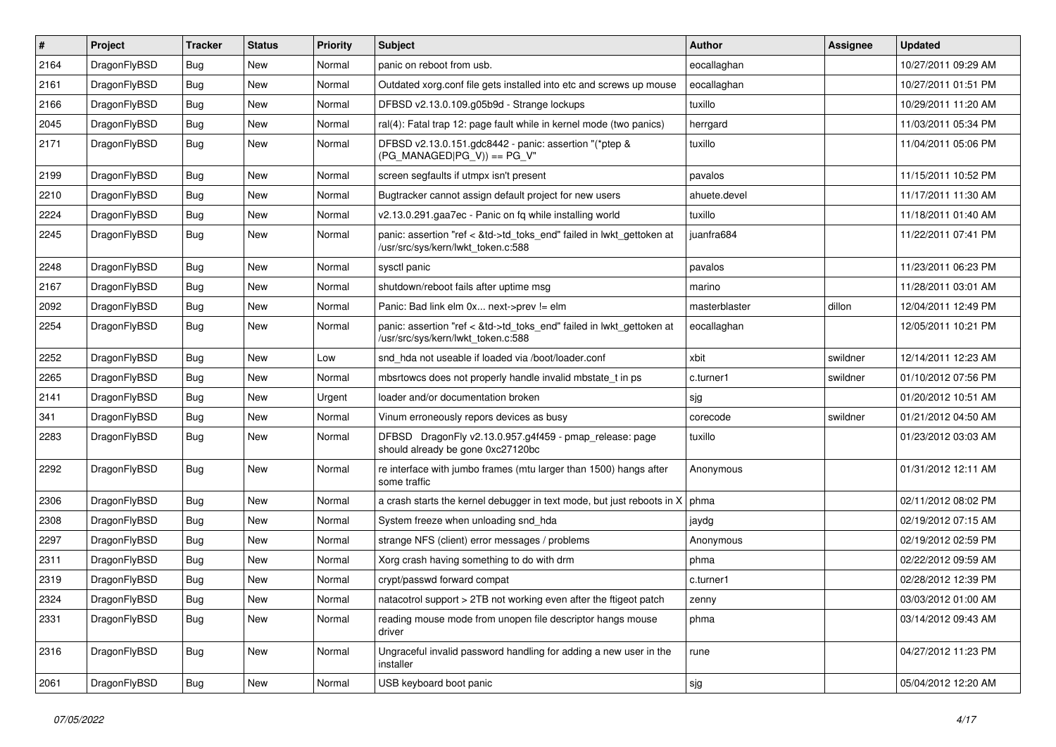| # | Project | Tracker | Status | Priority | Subject | Author | Assignee | Updated |
|---|---|---|---|---|---|---|---|---|
| 2164 | DragonFlyBSD | Bug | New | Normal | panic on reboot from usb. | eocallaghan | | 10/27/2011 09:29 AM |
| 2161 | DragonFlyBSD | Bug | New | Normal | Outdated xorg.conf file gets installed into etc and screws up mouse | eocallaghan | | 10/27/2011 01:51 PM |
| 2166 | DragonFlyBSD | Bug | New | Normal | DFBSD v2.13.0.109.g05b9d - Strange lockups | tuxillo | | 10/29/2011 11:20 AM |
| 2045 | DragonFlyBSD | Bug | New | Normal | ral(4): Fatal trap 12: page fault while in kernel mode (two panics) | herrgard | | 11/03/2011 05:34 PM |
| 2171 | DragonFlyBSD | Bug | New | Normal | DFBSD v2.13.0.151.gdc8442 - panic: assertion "(*ptep & (PG_MANAGED\|PG_V)) == PG_V" | tuxillo | | 11/04/2011 05:06 PM |
| 2199 | DragonFlyBSD | Bug | New | Normal | screen segfaults if utmpx isn't present | pavalos | | 11/15/2011 10:52 PM |
| 2210 | DragonFlyBSD | Bug | New | Normal | Bugtracker cannot assign default project for new users | ahuete.devel | | 11/17/2011 11:30 AM |
| 2224 | DragonFlyBSD | Bug | New | Normal | v2.13.0.291.gaa7ec - Panic on fq while installing world | tuxillo | | 11/18/2011 01:40 AM |
| 2245 | DragonFlyBSD | Bug | New | Normal | panic: assertion "ref < &td->td_toks_end" failed in lwkt_gettoken at /usr/src/sys/kern/lwkt_token.c:588 | juanfra684 | | 11/22/2011 07:41 PM |
| 2248 | DragonFlyBSD | Bug | New | Normal | sysctl panic | pavalos | | 11/23/2011 06:23 PM |
| 2167 | DragonFlyBSD | Bug | New | Normal | shutdown/reboot fails after uptime msg | marino | | 11/28/2011 03:01 AM |
| 2092 | DragonFlyBSD | Bug | New | Normal | Panic: Bad link elm 0x... next->prev != elm | masterblaster | dillon | 12/04/2011 12:49 PM |
| 2254 | DragonFlyBSD | Bug | New | Normal | panic: assertion "ref < &td->td_toks_end" failed in lwkt_gettoken at /usr/src/sys/kern/lwkt_token.c:588 | eocallaghan | | 12/05/2011 10:21 PM |
| 2252 | DragonFlyBSD | Bug | New | Low | snd_hda not useable if loaded via /boot/loader.conf | xbit | swildner | 12/14/2011 12:23 AM |
| 2265 | DragonFlyBSD | Bug | New | Normal | mbsrtowcs does not properly handle invalid mbstate_t in ps | c.turner1 | swildner | 01/10/2012 07:56 PM |
| 2141 | DragonFlyBSD | Bug | New | Urgent | loader and/or documentation broken | sjg | | 01/20/2012 10:51 AM |
| 341 | DragonFlyBSD | Bug | New | Normal | Vinum erroneously repors devices as busy | corecode | swildner | 01/21/2012 04:50 AM |
| 2283 | DragonFlyBSD | Bug | New | Normal | DFBSD DragonFly v2.13.0.957.g4f459 - pmap_release: page should already be gone 0xc27120bc | tuxillo | | 01/23/2012 03:03 AM |
| 2292 | DragonFlyBSD | Bug | New | Normal | re interface with jumbo frames (mtu larger than 1500) hangs after some traffic | Anonymous | | 01/31/2012 12:11 AM |
| 2306 | DragonFlyBSD | Bug | New | Normal | a crash starts the kernel debugger in text mode, but just reboots in X | phma | | 02/11/2012 08:02 PM |
| 2308 | DragonFlyBSD | Bug | New | Normal | System freeze when unloading snd_hda | jaydg | | 02/19/2012 07:15 AM |
| 2297 | DragonFlyBSD | Bug | New | Normal | strange NFS (client) error messages / problems | Anonymous | | 02/19/2012 02:59 PM |
| 2311 | DragonFlyBSD | Bug | New | Normal | Xorg crash having something to do with drm | phma | | 02/22/2012 09:59 AM |
| 2319 | DragonFlyBSD | Bug | New | Normal | crypt/passwd forward compat | c.turner1 | | 02/28/2012 12:39 PM |
| 2324 | DragonFlyBSD | Bug | New | Normal | natacotrol support > 2TB not working even after the ftigeot patch | zenny | | 03/03/2012 01:00 AM |
| 2331 | DragonFlyBSD | Bug | New | Normal | reading mouse mode from unopen file descriptor hangs mouse driver | phma | | 03/14/2012 09:43 AM |
| 2316 | DragonFlyBSD | Bug | New | Normal | Ungraceful invalid password handling for adding a new user in the installer | rune | | 04/27/2012 11:23 PM |
| 2061 | DragonFlyBSD | Bug | New | Normal | USB keyboard boot panic | sjg | | 05/04/2012 12:20 AM |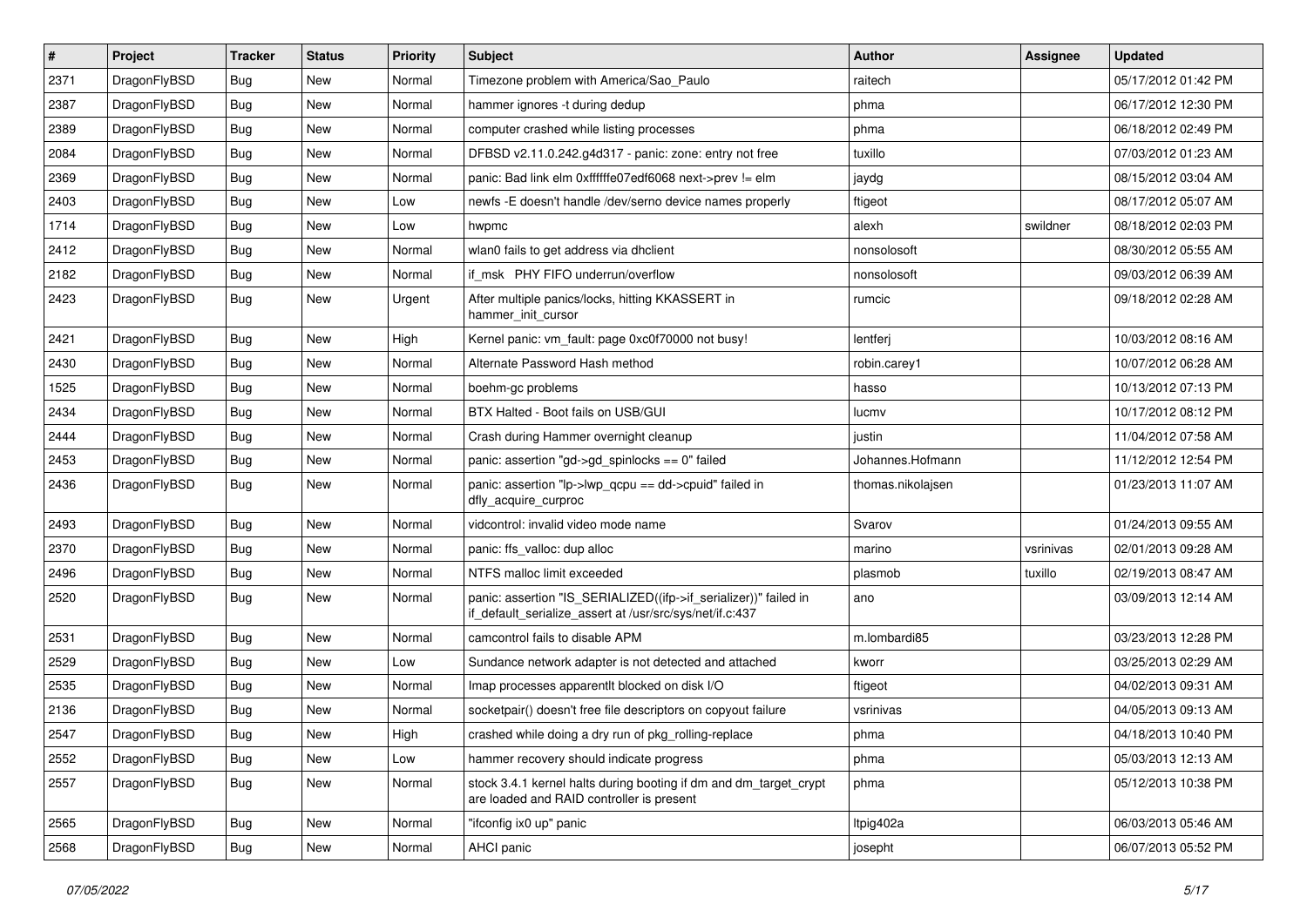| # | Project | Tracker | Status | Priority | Subject | Author | Assignee | Updated |
|---|---|---|---|---|---|---|---|---|
| 2371 | DragonFlyBSD | Bug | New | Normal | Timezone problem with America/Sao_Paulo | raitech | | 05/17/2012 01:42 PM |
| 2387 | DragonFlyBSD | Bug | New | Normal | hammer ignores -t during dedup | phma | | 06/17/2012 12:30 PM |
| 2389 | DragonFlyBSD | Bug | New | Normal | computer crashed while listing processes | phma | | 06/18/2012 02:49 PM |
| 2084 | DragonFlyBSD | Bug | New | Normal | DFBSD v2.11.0.242.g4d317 - panic: zone: entry not free | tuxillo | | 07/03/2012 01:23 AM |
| 2369 | DragonFlyBSD | Bug | New | Normal | panic: Bad link elm 0xffffffe07edf6068 next->prev != elm | jaydg | | 08/15/2012 03:04 AM |
| 2403 | DragonFlyBSD | Bug | New | Low | newfs -E doesn't handle /dev/serno device names properly | ftigeot | | 08/17/2012 05:07 AM |
| 1714 | DragonFlyBSD | Bug | New | Low | hwpmc | alexh | swildner | 08/18/2012 02:03 PM |
| 2412 | DragonFlyBSD | Bug | New | Normal | wlan0 fails to get address via dhclient | nonsolosoft | | 08/30/2012 05:55 AM |
| 2182 | DragonFlyBSD | Bug | New | Normal | if_msk PHY FIFO underrun/overflow | nonsolosoft | | 09/03/2012 06:39 AM |
| 2423 | DragonFlyBSD | Bug | New | Urgent | After multiple panics/locks, hitting KKASSERT in hammer_init_cursor | rumcic | | 09/18/2012 02:28 AM |
| 2421 | DragonFlyBSD | Bug | New | High | Kernel panic: vm_fault: page 0xc0f70000 not busy! | lentferj | | 10/03/2012 08:16 AM |
| 2430 | DragonFlyBSD | Bug | New | Normal | Alternate Password Hash method | robin.carey1 | | 10/07/2012 06:28 AM |
| 1525 | DragonFlyBSD | Bug | New | Normal | boehm-gc problems | hasso | | 10/13/2012 07:13 PM |
| 2434 | DragonFlyBSD | Bug | New | Normal | BTX Halted - Boot fails on USB/GUI | lucmv | | 10/17/2012 08:12 PM |
| 2444 | DragonFlyBSD | Bug | New | Normal | Crash during Hammer overnight cleanup | justin | | 11/04/2012 07:58 AM |
| 2453 | DragonFlyBSD | Bug | New | Normal | panic: assertion "gd->gd_spinlocks == 0" failed | Johannes.Hofmann | | 11/12/2012 12:54 PM |
| 2436 | DragonFlyBSD | Bug | New | Normal | panic: assertion "lp->lwp_qcpu == dd->cpuid" failed in dfly_acquire_curproc | thomas.nikolajsen | | 01/23/2013 11:07 AM |
| 2493 | DragonFlyBSD | Bug | New | Normal | vidcontrol: invalid video mode name | Svarov | | 01/24/2013 09:55 AM |
| 2370 | DragonFlyBSD | Bug | New | Normal | panic: ffs_valloc: dup alloc | marino | vsrinivas | 02/01/2013 09:28 AM |
| 2496 | DragonFlyBSD | Bug | New | Normal | NTFS malloc limit exceeded | plasmob | tuxillo | 02/19/2013 08:47 AM |
| 2520 | DragonFlyBSD | Bug | New | Normal | panic: assertion "IS_SERIALIZED((ifp->if_serializer))" failed in if_default_serialize_assert at /usr/src/sys/net/if.c:437 | ano | | 03/09/2013 12:14 AM |
| 2531 | DragonFlyBSD | Bug | New | Normal | camcontrol fails to disable APM | m.lombardi85 | | 03/23/2013 12:28 PM |
| 2529 | DragonFlyBSD | Bug | New | Low | Sundance network adapter is not detected and attached | kworr | | 03/25/2013 02:29 AM |
| 2535 | DragonFlyBSD | Bug | New | Normal | Imap processes apparentlt blocked on disk I/O | ftigeot | | 04/02/2013 09:31 AM |
| 2136 | DragonFlyBSD | Bug | New | Normal | socketpair() doesn't free file descriptors on copyout failure | vsrinivas | | 04/05/2013 09:13 AM |
| 2547 | DragonFlyBSD | Bug | New | High | crashed while doing a dry run of pkg_rolling-replace | phma | | 04/18/2013 10:40 PM |
| 2552 | DragonFlyBSD | Bug | New | Low | hammer recovery should indicate progress | phma | | 05/03/2013 12:13 AM |
| 2557 | DragonFlyBSD | Bug | New | Normal | stock 3.4.1 kernel halts during booting if dm and dm_target_crypt are loaded and RAID controller is present | phma | | 05/12/2013 10:38 PM |
| 2565 | DragonFlyBSD | Bug | New | Normal | "ifconfig ix0 up" panic | ltpig402a | | 06/03/2013 05:46 AM |
| 2568 | DragonFlyBSD | Bug | New | Normal | AHCI panic | josepht | | 06/07/2013 05:52 PM |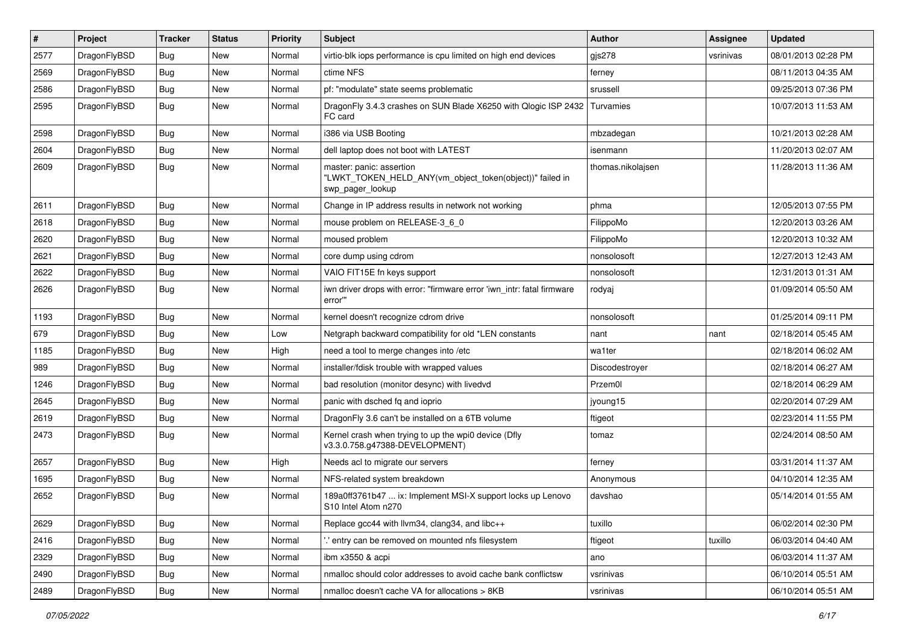| # | Project | Tracker | Status | Priority | Subject | Author | Assignee | Updated |
|---|---|---|---|---|---|---|---|---|
| 2577 | DragonFlyBSD | Bug | New | Normal | virtio-blk iops performance is cpu limited on high end devices | gjs278 | vsrinivas | 08/01/2013 02:28 PM |
| 2569 | DragonFlyBSD | Bug | New | Normal | ctime NFS | ferney | | 08/11/2013 04:35 AM |
| 2586 | DragonFlyBSD | Bug | New | Normal | pf: "modulate" state seems problematic | srussell | | 09/25/2013 07:36 PM |
| 2595 | DragonFlyBSD | Bug | New | Normal | DragonFly 3.4.3 crashes on SUN Blade X6250 with Qlogic ISP 2432 FC card | Turvamies | | 10/07/2013 11:53 AM |
| 2598 | DragonFlyBSD | Bug | New | Normal | i386 via USB Booting | mbzadegan | | 10/21/2013 02:28 AM |
| 2604 | DragonFlyBSD | Bug | New | Normal | dell laptop does not boot with LATEST | isenmann | | 11/20/2013 02:07 AM |
| 2609 | DragonFlyBSD | Bug | New | Normal | master: panic: assertion "LWKT_TOKEN_HELD_ANY(vm_object_token(object))" failed in swp_pager_lookup | thomas.nikolajsen | | 11/28/2013 11:36 AM |
| 2611 | DragonFlyBSD | Bug | New | Normal | Change in IP address results in network not working | phma | | 12/05/2013 07:55 PM |
| 2618 | DragonFlyBSD | Bug | New | Normal | mouse problem on RELEASE-3_6_0 | FilippoMo | | 12/20/2013 03:26 AM |
| 2620 | DragonFlyBSD | Bug | New | Normal | moused problem | FilippoMo | | 12/20/2013 10:32 AM |
| 2621 | DragonFlyBSD | Bug | New | Normal | core dump using cdrom | nonsolosoft | | 12/27/2013 12:43 AM |
| 2622 | DragonFlyBSD | Bug | New | Normal | VAIO FIT15E fn keys support | nonsolosoft | | 12/31/2013 01:31 AM |
| 2626 | DragonFlyBSD | Bug | New | Normal | iwn driver drops with error: "firmware error 'iwn_intr: fatal firmware error'" | rodyaj | | 01/09/2014 05:50 AM |
| 1193 | DragonFlyBSD | Bug | New | Normal | kernel doesn't recognize cdrom drive | nonsolosoft | | 01/25/2014 09:11 PM |
| 679 | DragonFlyBSD | Bug | New | Low | Netgraph backward compatibility for old *LEN constants | nant | nant | 02/18/2014 05:45 AM |
| 1185 | DragonFlyBSD | Bug | New | High | need a tool to merge changes into /etc | wa1ter | | 02/18/2014 06:02 AM |
| 989 | DragonFlyBSD | Bug | New | Normal | installer/fdisk trouble with wrapped values | Discodestroyer | | 02/18/2014 06:27 AM |
| 1246 | DragonFlyBSD | Bug | New | Normal | bad resolution (monitor desync) with livedvd | Przem0l | | 02/18/2014 06:29 AM |
| 2645 | DragonFlyBSD | Bug | New | Normal | panic with dsched fq and ioprio | jyoung15 | | 02/20/2014 07:29 AM |
| 2619 | DragonFlyBSD | Bug | New | Normal | DragonFly 3.6 can't be installed on a 6TB volume | ftigeot | | 02/23/2014 11:55 PM |
| 2473 | DragonFlyBSD | Bug | New | Normal | Kernel crash when trying to up the wpi0 device (Dfly v3.3.0.758.g47388-DEVELOPMENT) | tomaz | | 02/24/2014 08:50 AM |
| 2657 | DragonFlyBSD | Bug | New | High | Needs acl to migrate our servers | ferney | | 03/31/2014 11:37 AM |
| 1695 | DragonFlyBSD | Bug | New | Normal | NFS-related system breakdown | Anonymous | | 04/10/2014 12:35 AM |
| 2652 | DragonFlyBSD | Bug | New | Normal | 189a0ff3761b47 ... ix: Implement MSI-X support locks up Lenovo S10 Intel Atom n270 | davshao | | 05/14/2014 01:55 AM |
| 2629 | DragonFlyBSD | Bug | New | Normal | Replace gcc44 with llvm34, clang34, and libc++ | tuxillo | | 06/02/2014 02:30 PM |
| 2416 | DragonFlyBSD | Bug | New | Normal | '.' entry can be removed on mounted nfs filesystem | ftigeot | tuxillo | 06/03/2014 04:40 AM |
| 2329 | DragonFlyBSD | Bug | New | Normal | ibm x3550 & acpi | ano | | 06/03/2014 11:37 AM |
| 2490 | DragonFlyBSD | Bug | New | Normal | nmalloc should color addresses to avoid cache bank conflictsw | vsrinivas | | 06/10/2014 05:51 AM |
| 2489 | DragonFlyBSD | Bug | New | Normal | nmalloc doesn't cache VA for allocations > 8KB | vsrinivas | | 06/10/2014 05:51 AM |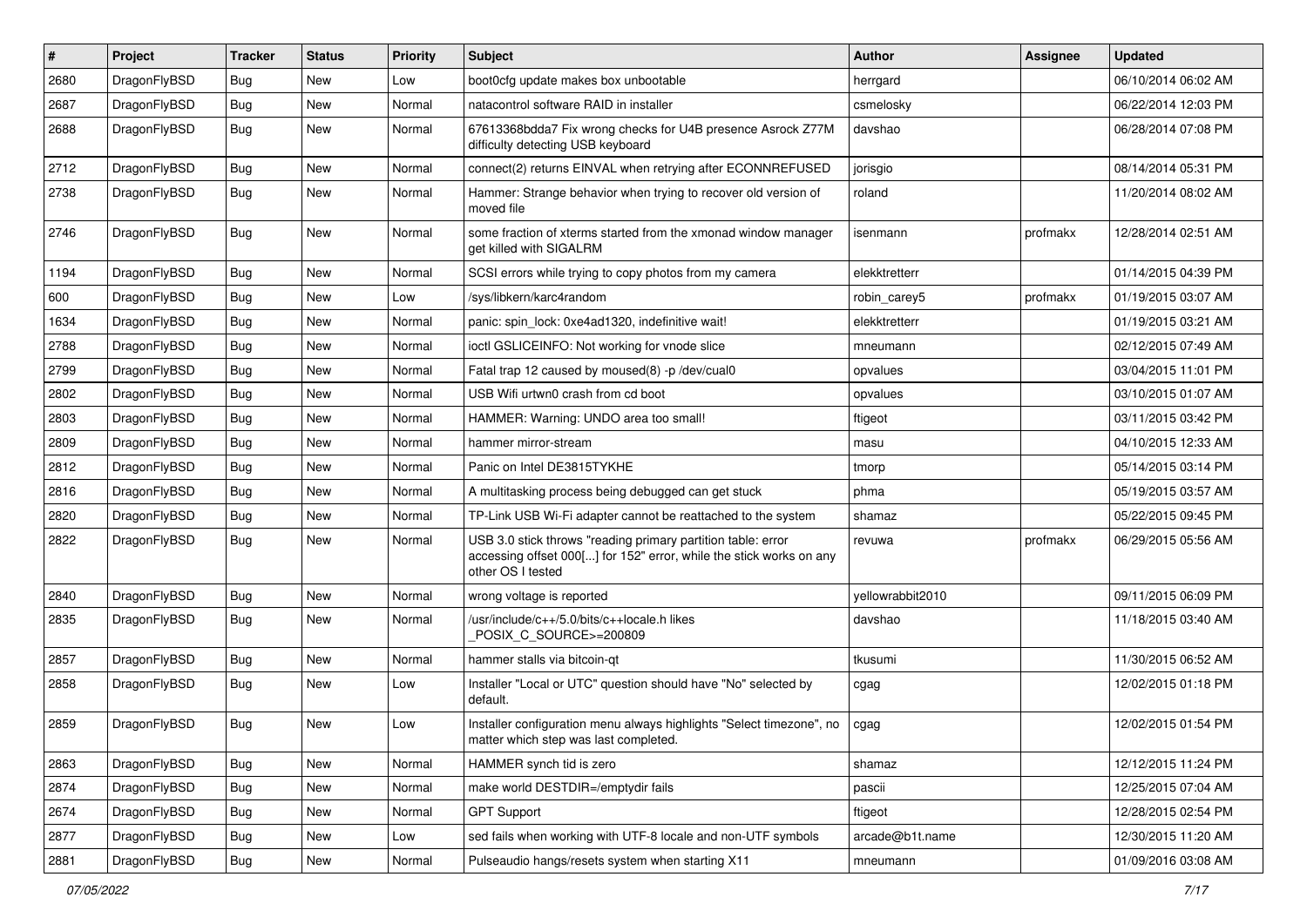| # | Project | Tracker | Status | Priority | Subject | Author | Assignee | Updated |
|---|---|---|---|---|---|---|---|---|
| 2680 | DragonFlyBSD | Bug | New | Low | boot0cfg update makes box unbootable | herrgard | | 06/10/2014 06:02 AM |
| 2687 | DragonFlyBSD | Bug | New | Normal | natacontrol software RAID in installer | csmelosky | | 06/22/2014 12:03 PM |
| 2688 | DragonFlyBSD | Bug | New | Normal | 67613368bdda7 Fix wrong checks for U4B presence Asrock Z77M difficulty detecting USB keyboard | davshao | | 06/28/2014 07:08 PM |
| 2712 | DragonFlyBSD | Bug | New | Normal | connect(2) returns EINVAL when retrying after ECONNREFUSED | jorisgio | | 08/14/2014 05:31 PM |
| 2738 | DragonFlyBSD | Bug | New | Normal | Hammer: Strange behavior when trying to recover old version of moved file | roland | | 11/20/2014 08:02 AM |
| 2746 | DragonFlyBSD | Bug | New | Normal | some fraction of xterms started from the xmonad window manager get killed with SIGALRM | isenmann | profmakx | 12/28/2014 02:51 AM |
| 1194 | DragonFlyBSD | Bug | New | Normal | SCSI errors while trying to copy photos from my camera | elekktretterr | | 01/14/2015 04:39 PM |
| 600 | DragonFlyBSD | Bug | New | Low | /sys/libkern/karc4random | robin_carey5 | profmakx | 01/19/2015 03:07 AM |
| 1634 | DragonFlyBSD | Bug | New | Normal | panic: spin_lock: 0xe4ad1320, indefinitive wait! | elekktretterr | | 01/19/2015 03:21 AM |
| 2788 | DragonFlyBSD | Bug | New | Normal | ioctl GSLICEINFO: Not working for vnode slice | mneumann | | 02/12/2015 07:49 AM |
| 2799 | DragonFlyBSD | Bug | New | Normal | Fatal trap 12 caused by moused(8) -p /dev/cual0 | opvalues | | 03/04/2015 11:01 PM |
| 2802 | DragonFlyBSD | Bug | New | Normal | USB Wifi urtwn0 crash from cd boot | opvalues | | 03/10/2015 01:07 AM |
| 2803 | DragonFlyBSD | Bug | New | Normal | HAMMER: Warning: UNDO area too small! | ftigeot | | 03/11/2015 03:42 PM |
| 2809 | DragonFlyBSD | Bug | New | Normal | hammer mirror-stream | masu | | 04/10/2015 12:33 AM |
| 2812 | DragonFlyBSD | Bug | New | Normal | Panic on Intel DE3815TYKHE | tmorp | | 05/14/2015 03:14 PM |
| 2816 | DragonFlyBSD | Bug | New | Normal | A multitasking process being debugged can get stuck | phma | | 05/19/2015 03:57 AM |
| 2820 | DragonFlyBSD | Bug | New | Normal | TP-Link USB Wi-Fi adapter cannot be reattached to the system | shamaz | | 05/22/2015 09:45 PM |
| 2822 | DragonFlyBSD | Bug | New | Normal | USB 3.0 stick throws "reading primary partition table: error accessing offset 000[...] for 152" error, while the stick works on any other OS I tested | revuwa | profmakx | 06/29/2015 05:56 AM |
| 2840 | DragonFlyBSD | Bug | New | Normal | wrong voltage is reported | yellowrabbit2010 | | 09/11/2015 06:09 PM |
| 2835 | DragonFlyBSD | Bug | New | Normal | /usr/include/c++/5.0/bits/c++locale.h likes _POSIX_C_SOURCE>=200809 | davshao | | 11/18/2015 03:40 AM |
| 2857 | DragonFlyBSD | Bug | New | Normal | hammer stalls via bitcoin-qt | tkusumi | | 11/30/2015 06:52 AM |
| 2858 | DragonFlyBSD | Bug | New | Low | Installer "Local or UTC" question should have "No" selected by default. | cgag | | 12/02/2015 01:18 PM |
| 2859 | DragonFlyBSD | Bug | New | Low | Installer configuration menu always highlights "Select timezone", no matter which step was last completed. | cgag | | 12/02/2015 01:54 PM |
| 2863 | DragonFlyBSD | Bug | New | Normal | HAMMER synch tid is zero | shamaz | | 12/12/2015 11:24 PM |
| 2874 | DragonFlyBSD | Bug | New | Normal | make world DESTDIR=/emptydir fails | pascii | | 12/25/2015 07:04 AM |
| 2674 | DragonFlyBSD | Bug | New | Normal | GPT Support | ftigeot | | 12/28/2015 02:54 PM |
| 2877 | DragonFlyBSD | Bug | New | Low | sed fails when working with UTF-8 locale and non-UTF symbols | arcade@b1t.name | | 12/30/2015 11:20 AM |
| 2881 | DragonFlyBSD | Bug | New | Normal | Pulseaudio hangs/resets system when starting X11 | mneumann | | 01/09/2016 03:08 AM |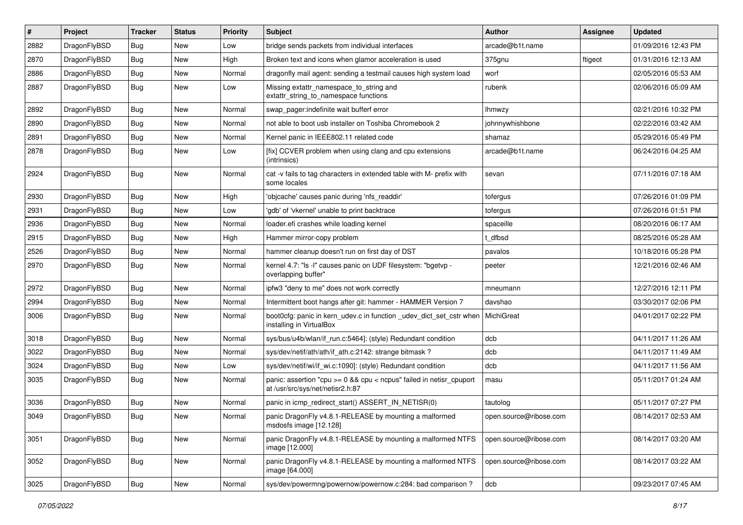| # | Project | Tracker | Status | Priority | Subject | Author | Assignee | Updated |
|---|---|---|---|---|---|---|---|---|
| 2882 | DragonFlyBSD | Bug | New | Low | bridge sends packets from individual interfaces | arcade@b1t.name | | 01/09/2016 12:43 PM |
| 2870 | DragonFlyBSD | Bug | New | High | Broken text and icons when glamor acceleration is used | 375gnu | ftigeot | 01/31/2016 12:13 AM |
| 2886 | DragonFlyBSD | Bug | New | Normal | dragonfly mail agent: sending a testmail causes high system load | worf | | 02/05/2016 05:53 AM |
| 2887 | DragonFlyBSD | Bug | New | Low | Missing extattr_namespace_to_string and extattr_string_to_namespace functions | rubenk | | 02/06/2016 05:09 AM |
| 2892 | DragonFlyBSD | Bug | New | Normal | swap_pager:indefinite wait bufferf error | lhmwzy | | 02/21/2016 10:32 PM |
| 2890 | DragonFlyBSD | Bug | New | Normal | not able to boot usb installer on Toshiba Chromebook 2 | johnnywhishbone | | 02/22/2016 03:42 AM |
| 2891 | DragonFlyBSD | Bug | New | Normal | Kernel panic in IEEE802.11 related code | shamaz | | 05/29/2016 05:49 PM |
| 2878 | DragonFlyBSD | Bug | New | Low | [fix] CCVER problem when using clang and cpu extensions (intrinsics) | arcade@b1t.name | | 06/24/2016 04:25 AM |
| 2924 | DragonFlyBSD | Bug | New | Normal | cat -v fails to tag characters in extended table with M- prefix with some locales | sevan | | 07/11/2016 07:18 AM |
| 2930 | DragonFlyBSD | Bug | New | High | 'objcache' causes panic during 'nfs_readdir' | tofergus | | 07/26/2016 01:09 PM |
| 2931 | DragonFlyBSD | Bug | New | Low | 'gdb' of 'vkernel' unable to print backtrace | tofergus | | 07/26/2016 01:51 PM |
| 2936 | DragonFlyBSD | Bug | New | Normal | loader.efi crashes while loading kernel | spaceille | | 08/20/2016 06:17 AM |
| 2915 | DragonFlyBSD | Bug | New | High | Hammer mirror-copy problem | t_dfbsd | | 08/25/2016 05:28 AM |
| 2526 | DragonFlyBSD | Bug | New | Normal | hammer cleanup doesn't run on first day of DST | pavalos | | 10/18/2016 05:28 PM |
| 2970 | DragonFlyBSD | Bug | New | Normal | kernel 4.7: "ls -l" causes panic on UDF filesystem: "bgetvp - overlapping buffer" | peeter | | 12/21/2016 02:46 AM |
| 2972 | DragonFlyBSD | Bug | New | Normal | ipfw3 "deny to me" does not work correctly | mneumann | | 12/27/2016 12:11 PM |
| 2994 | DragonFlyBSD | Bug | New | Normal | Intermittent boot hangs after git: hammer - HAMMER Version 7 | davshao | | 03/30/2017 02:06 PM |
| 3006 | DragonFlyBSD | Bug | New | Normal | boot0cfg: panic in kern_udev.c in function _udev_dict_set_cstr when installing in VirtualBox | MichiGreat | | 04/01/2017 02:22 PM |
| 3018 | DragonFlyBSD | Bug | New | Normal | sys/bus/u4b/wlan/if_run.c:5464]: (style) Redundant condition | dcb | | 04/11/2017 11:26 AM |
| 3022 | DragonFlyBSD | Bug | New | Normal | sys/dev/netif/ath/ath/if_ath.c:2142: strange bitmask ? | dcb | | 04/11/2017 11:49 AM |
| 3024 | DragonFlyBSD | Bug | New | Low | sys/dev/netif/wi/if_wi.c:1090]: (style) Redundant condition | dcb | | 04/11/2017 11:56 AM |
| 3035 | DragonFlyBSD | Bug | New | Normal | panic: assertion "cpu >= 0 && cpu < ncpus" failed in netisr_cpuport at /usr/src/sys/net/netisr2.h:87 | masu | | 05/11/2017 01:24 AM |
| 3036 | DragonFlyBSD | Bug | New | Normal | panic in icmp_redirect_start() ASSERT_IN_NETISR(0) | tautolog | | 05/11/2017 07:27 PM |
| 3049 | DragonFlyBSD | Bug | New | Normal | panic DragonFly v4.8.1-RELEASE by mounting a malformed msdosfs image [12.128] | open.source@ribose.com | | 08/14/2017 02:53 AM |
| 3051 | DragonFlyBSD | Bug | New | Normal | panic DragonFly v4.8.1-RELEASE by mounting a malformed NTFS image [12.000] | open.source@ribose.com | | 08/14/2017 03:20 AM |
| 3052 | DragonFlyBSD | Bug | New | Normal | panic DragonFly v4.8.1-RELEASE by mounting a malformed NTFS image [64.000] | open.source@ribose.com | | 08/14/2017 03:22 AM |
| 3025 | DragonFlyBSD | Bug | New | Normal | sys/dev/powermng/powernow/powernow.c:284: bad comparison ? | dcb | | 09/23/2017 07:45 AM |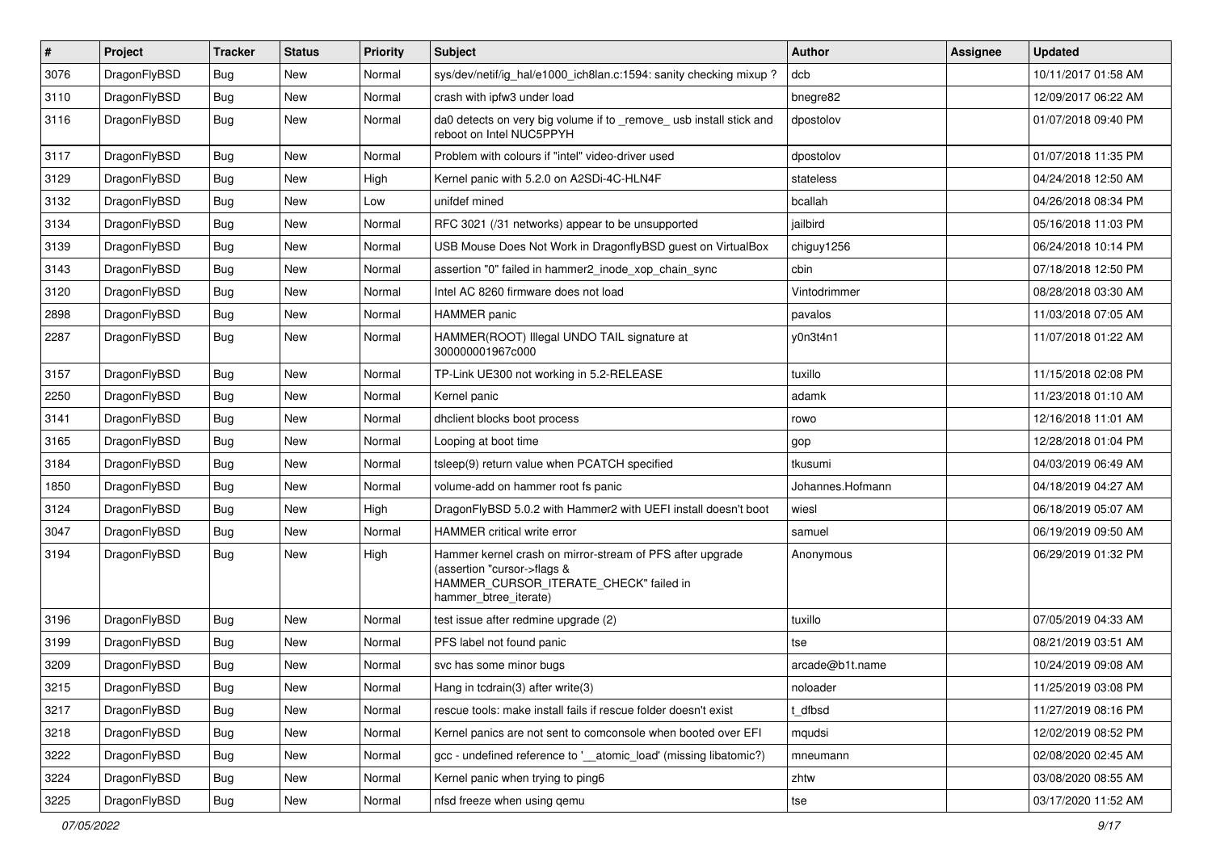| # | Project | Tracker | Status | Priority | Subject | Author | Assignee | Updated |
|---|---|---|---|---|---|---|---|---|
| 3076 | DragonFlyBSD | Bug | New | Normal | sys/dev/netif/ig_hal/e1000_ich8lan.c:1594: sanity checking mixup ? | dcb | | 10/11/2017 01:58 AM |
| 3110 | DragonFlyBSD | Bug | New | Normal | crash with ipfw3 under load | bnegre82 | | 12/09/2017 06:22 AM |
| 3116 | DragonFlyBSD | Bug | New | Normal | da0 detects on very big volume if to _remove_ usb install stick and reboot on Intel NUC5PPYH | dpostolov | | 01/07/2018 09:40 PM |
| 3117 | DragonFlyBSD | Bug | New | Normal | Problem with colours if "intel" video-driver used | dpostolov | | 01/07/2018 11:35 PM |
| 3129 | DragonFlyBSD | Bug | New | High | Kernel panic with 5.2.0 on A2SDi-4C-HLN4F | stateless | | 04/24/2018 12:50 AM |
| 3132 | DragonFlyBSD | Bug | New | Low | unifdef mined | bcallah | | 04/26/2018 08:34 PM |
| 3134 | DragonFlyBSD | Bug | New | Normal | RFC 3021 (/31 networks) appear to be unsupported | jailbird | | 05/16/2018 11:03 PM |
| 3139 | DragonFlyBSD | Bug | New | Normal | USB Mouse Does Not Work in DragonflyBSD guest on VirtualBox | chiguy1256 | | 06/24/2018 10:14 PM |
| 3143 | DragonFlyBSD | Bug | New | Normal | assertion "0" failed in hammer2_inode_xop_chain_sync | cbin | | 07/18/2018 12:50 PM |
| 3120 | DragonFlyBSD | Bug | New | Normal | Intel AC 8260 firmware does not load | Vintodrimmer | | 08/28/2018 03:30 AM |
| 2898 | DragonFlyBSD | Bug | New | Normal | HAMMER panic | pavalos | | 11/03/2018 07:05 AM |
| 2287 | DragonFlyBSD | Bug | New | Normal | HAMMER(ROOT) Illegal UNDO TAIL signature at 300000001967c000 | y0n3t4n1 | | 11/07/2018 01:22 AM |
| 3157 | DragonFlyBSD | Bug | New | Normal | TP-Link UE300 not working in 5.2-RELEASE | tuxillo | | 11/15/2018 02:08 PM |
| 2250 | DragonFlyBSD | Bug | New | Normal | Kernel panic | adamk | | 11/23/2018 01:10 AM |
| 3141 | DragonFlyBSD | Bug | New | Normal | dhclient blocks boot process | rowo | | 12/16/2018 11:01 AM |
| 3165 | DragonFlyBSD | Bug | New | Normal | Looping at boot time | gop | | 12/28/2018 01:04 PM |
| 3184 | DragonFlyBSD | Bug | New | Normal | tsleep(9) return value when PCATCH specified | tkusumi | | 04/03/2019 06:49 AM |
| 1850 | DragonFlyBSD | Bug | New | Normal | volume-add on hammer root fs panic | Johannes.Hofmann | | 04/18/2019 04:27 AM |
| 3124 | DragonFlyBSD | Bug | New | High | DragonFlyBSD 5.0.2 with Hammer2 with UEFI install doesn't boot | wiesl | | 06/18/2019 05:07 AM |
| 3047 | DragonFlyBSD | Bug | New | Normal | HAMMER critical write error | samuel | | 06/19/2019 09:50 AM |
| 3194 | DragonFlyBSD | Bug | New | High | Hammer kernel crash on mirror-stream of PFS after upgrade (assertion "cursor->flags & HAMMER_CURSOR_ITERATE_CHECK" failed in hammer_btree_iterate) | Anonymous | | 06/29/2019 01:32 PM |
| 3196 | DragonFlyBSD | Bug | New | Normal | test issue after redmine upgrade (2) | tuxillo | | 07/05/2019 04:33 AM |
| 3199 | DragonFlyBSD | Bug | New | Normal | PFS label not found panic | tse | | 08/21/2019 03:51 AM |
| 3209 | DragonFlyBSD | Bug | New | Normal | svc has some minor bugs | arcade@b1t.name | | 10/24/2019 09:08 AM |
| 3215 | DragonFlyBSD | Bug | New | Normal | Hang in tcdrain(3) after write(3) | noloader | | 11/25/2019 03:08 PM |
| 3217 | DragonFlyBSD | Bug | New | Normal | rescue tools: make install fails if rescue folder doesn't exist | t_dfbsd | | 11/27/2019 08:16 PM |
| 3218 | DragonFlyBSD | Bug | New | Normal | Kernel panics are not sent to comconsole when booted over EFI | mqudsi | | 12/02/2019 08:52 PM |
| 3222 | DragonFlyBSD | Bug | New | Normal | gcc - undefined reference to '__atomic_load' (missing libatomic?) | mneumann | | 02/08/2020 02:45 AM |
| 3224 | DragonFlyBSD | Bug | New | Normal | Kernel panic when trying to ping6 | zhtw | | 03/08/2020 08:55 AM |
| 3225 | DragonFlyBSD | Bug | New | Normal | nfsd freeze when using qemu | tse | | 03/17/2020 11:52 AM |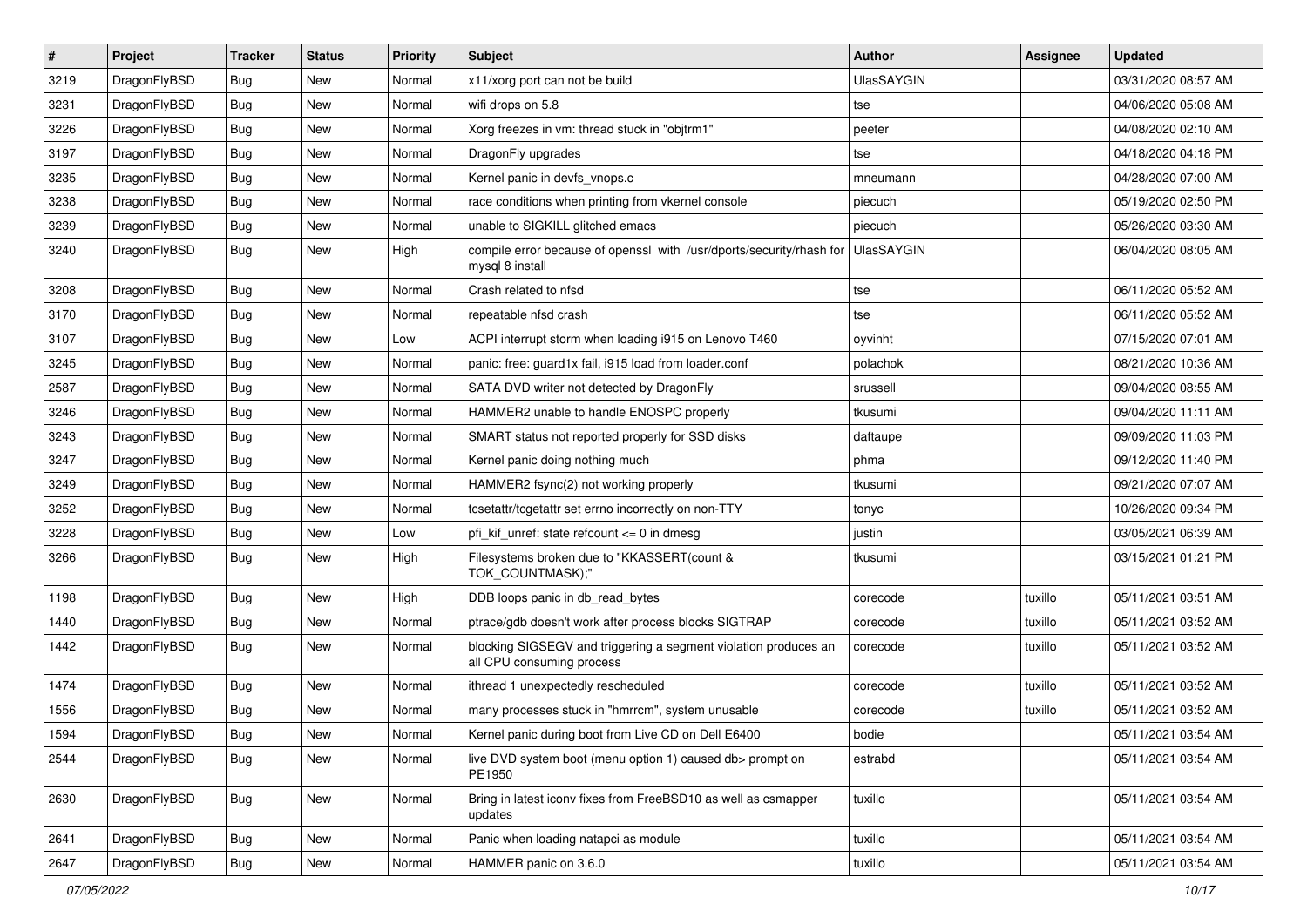| # | Project | Tracker | Status | Priority | Subject | Author | Assignee | Updated |
|---|---|---|---|---|---|---|---|---|
| 3219 | DragonFlyBSD | Bug | New | Normal | x11/xorg port can not be build | UlasSAYGIN | | 03/31/2020 08:57 AM |
| 3231 | DragonFlyBSD | Bug | New | Normal | wifi drops on 5.8 | tse | | 04/06/2020 05:08 AM |
| 3226 | DragonFlyBSD | Bug | New | Normal | Xorg freezes in vm: thread stuck in "objtrm1" | peeter | | 04/08/2020 02:10 AM |
| 3197 | DragonFlyBSD | Bug | New | Normal | DragonFly upgrades | tse | | 04/18/2020 04:18 PM |
| 3235 | DragonFlyBSD | Bug | New | Normal | Kernel panic in devfs_vnops.c | mneumann | | 04/28/2020 07:00 AM |
| 3238 | DragonFlyBSD | Bug | New | Normal | race conditions when printing from vkernel console | piecuch | | 05/19/2020 02:50 PM |
| 3239 | DragonFlyBSD | Bug | New | Normal | unable to SIGKILL glitched emacs | piecuch | | 05/26/2020 03:30 AM |
| 3240 | DragonFlyBSD | Bug | New | High | compile error because of openssl with /usr/dports/security/rhash for mysql 8 install | UlasSAYGIN | | 06/04/2020 08:05 AM |
| 3208 | DragonFlyBSD | Bug | New | Normal | Crash related to nfsd | tse | | 06/11/2020 05:52 AM |
| 3170 | DragonFlyBSD | Bug | New | Normal | repeatable nfsd crash | tse | | 06/11/2020 05:52 AM |
| 3107 | DragonFlyBSD | Bug | New | Low | ACPI interrupt storm when loading i915 on Lenovo T460 | oyvinht | | 07/15/2020 07:01 AM |
| 3245 | DragonFlyBSD | Bug | New | Normal | panic: free: guard1x fail, i915 load from loader.conf | polachok | | 08/21/2020 10:36 AM |
| 2587 | DragonFlyBSD | Bug | New | Normal | SATA DVD writer not detected by DragonFly | srussell | | 09/04/2020 08:55 AM |
| 3246 | DragonFlyBSD | Bug | New | Normal | HAMMER2 unable to handle ENOSPC properly | tkusumi | | 09/04/2020 11:11 AM |
| 3243 | DragonFlyBSD | Bug | New | Normal | SMART status not reported properly for SSD disks | daftaupe | | 09/09/2020 11:03 PM |
| 3247 | DragonFlyBSD | Bug | New | Normal | Kernel panic doing nothing much | phma | | 09/12/2020 11:40 PM |
| 3249 | DragonFlyBSD | Bug | New | Normal | HAMMER2 fsync(2) not working properly | tkusumi | | 09/21/2020 07:07 AM |
| 3252 | DragonFlyBSD | Bug | New | Normal | tcsetattr/tcgetattr set errno incorrectly on non-TTY | tonyc | | 10/26/2020 09:34 PM |
| 3228 | DragonFlyBSD | Bug | New | Low | pfi_kif_unref: state refcount <= 0 in dmesg | justin | | 03/05/2021 06:39 AM |
| 3266 | DragonFlyBSD | Bug | New | High | Filesystems broken due to "KKASSERT(count & TOK_COUNTMASK);" | tkusumi | | 03/15/2021 01:21 PM |
| 1198 | DragonFlyBSD | Bug | New | High | DDB loops panic in db_read_bytes | corecode | tuxillo | 05/11/2021 03:51 AM |
| 1440 | DragonFlyBSD | Bug | New | Normal | ptrace/gdb doesn't work after process blocks SIGTRAP | corecode | tuxillo | 05/11/2021 03:52 AM |
| 1442 | DragonFlyBSD | Bug | New | Normal | blocking SIGSEGV and triggering a segment violation produces an all CPU consuming process | corecode | tuxillo | 05/11/2021 03:52 AM |
| 1474 | DragonFlyBSD | Bug | New | Normal | ithread 1 unexpectedly rescheduled | corecode | tuxillo | 05/11/2021 03:52 AM |
| 1556 | DragonFlyBSD | Bug | New | Normal | many processes stuck in "hmrrcm", system unusable | corecode | tuxillo | 05/11/2021 03:52 AM |
| 1594 | DragonFlyBSD | Bug | New | Normal | Kernel panic during boot from Live CD on Dell E6400 | bodie | | 05/11/2021 03:54 AM |
| 2544 | DragonFlyBSD | Bug | New | Normal | live DVD system boot (menu option 1) caused db> prompt on PE1950 | estrabd | | 05/11/2021 03:54 AM |
| 2630 | DragonFlyBSD | Bug | New | Normal | Bring in latest iconv fixes from FreeBSD10 as well as csmapper updates | tuxillo | | 05/11/2021 03:54 AM |
| 2641 | DragonFlyBSD | Bug | New | Normal | Panic when loading natapci as module | tuxillo | | 05/11/2021 03:54 AM |
| 2647 | DragonFlyBSD | Bug | New | Normal | HAMMER panic on 3.6.0 | tuxillo | | 05/11/2021 03:54 AM |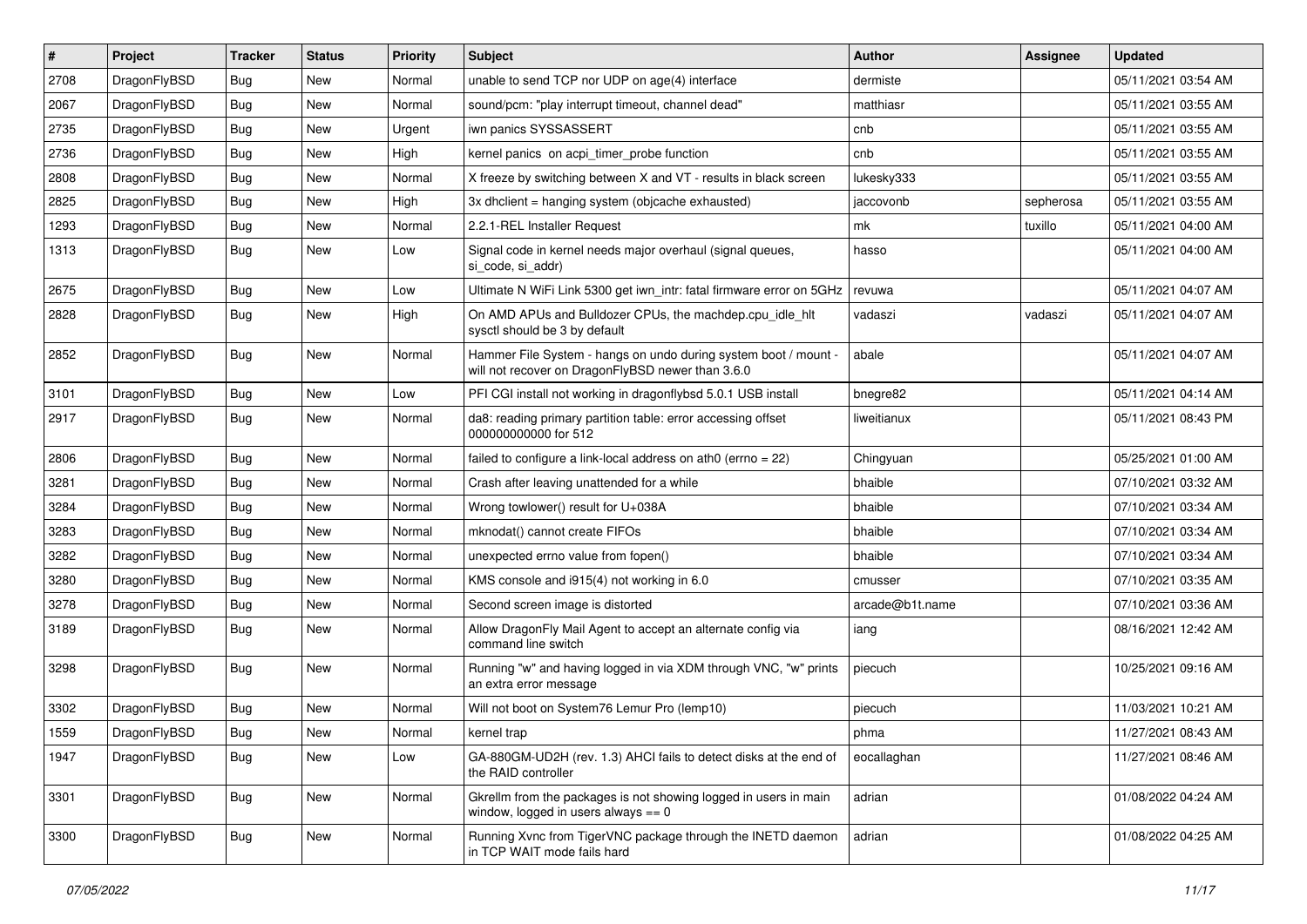| # | Project | Tracker | Status | Priority | Subject | Author | Assignee | Updated |
|---|---|---|---|---|---|---|---|---|
| 2708 | DragonFlyBSD | Bug | New | Normal | unable to send TCP nor UDP on age(4) interface | dermiste | | 05/11/2021 03:54 AM |
| 2067 | DragonFlyBSD | Bug | New | Normal | sound/pcm: "play interrupt timeout, channel dead" | matthiasr | | 05/11/2021 03:55 AM |
| 2735 | DragonFlyBSD | Bug | New | Urgent | iwn panics SYSSASSERT | cnb | | 05/11/2021 03:55 AM |
| 2736 | DragonFlyBSD | Bug | New | High | kernel panics on acpi_timer_probe function | cnb | | 05/11/2021 03:55 AM |
| 2808 | DragonFlyBSD | Bug | New | Normal | X freeze by switching between X and VT - results in black screen | lukesky333 | | 05/11/2021 03:55 AM |
| 2825 | DragonFlyBSD | Bug | New | High | 3x dhclient = hanging system (objcache exhausted) | jaccovonb | sepherosa | 05/11/2021 03:55 AM |
| 1293 | DragonFlyBSD | Bug | New | Normal | 2.2.1-REL Installer Request | mk | tuxillo | 05/11/2021 04:00 AM |
| 1313 | DragonFlyBSD | Bug | New | Low | Signal code in kernel needs major overhaul (signal queues, si_code, si_addr) | hasso | | 05/11/2021 04:00 AM |
| 2675 | DragonFlyBSD | Bug | New | Low | Ultimate N WiFi Link 5300 get iwn_intr: fatal firmware error on 5GHz | revuwa | | 05/11/2021 04:07 AM |
| 2828 | DragonFlyBSD | Bug | New | High | On AMD APUs and Bulldozer CPUs, the machdep.cpu_idle_hlt sysctl should be 3 by default | vadaszi | vadaszi | 05/11/2021 04:07 AM |
| 2852 | DragonFlyBSD | Bug | New | Normal | Hammer File System - hangs on undo during system boot / mount - will not recover on DragonFlyBSD newer than 3.6.0 | abale | | 05/11/2021 04:07 AM |
| 3101 | DragonFlyBSD | Bug | New | Low | PFI CGI install not working in dragonflybsd 5.0.1 USB install | bnegre82 | | 05/11/2021 04:14 AM |
| 2917 | DragonFlyBSD | Bug | New | Normal | da8: reading primary partition table: error accessing offset 000000000000 for 512 | liweitianux | | 05/11/2021 08:43 PM |
| 2806 | DragonFlyBSD | Bug | New | Normal | failed to configure a link-local address on ath0 (errno = 22) | Chingyuan | | 05/25/2021 01:00 AM |
| 3281 | DragonFlyBSD | Bug | New | Normal | Crash after leaving unattended for a while | bhaible | | 07/10/2021 03:32 AM |
| 3284 | DragonFlyBSD | Bug | New | Normal | Wrong towlower() result for U+038A | bhaible | | 07/10/2021 03:34 AM |
| 3283 | DragonFlyBSD | Bug | New | Normal | mknodat() cannot create FIFOs | bhaible | | 07/10/2021 03:34 AM |
| 3282 | DragonFlyBSD | Bug | New | Normal | unexpected errno value from fopen() | bhaible | | 07/10/2021 03:34 AM |
| 3280 | DragonFlyBSD | Bug | New | Normal | KMS console and i915(4) not working in 6.0 | cmusser | | 07/10/2021 03:35 AM |
| 3278 | DragonFlyBSD | Bug | New | Normal | Second screen image is distorted | arcade@b1t.name | | 07/10/2021 03:36 AM |
| 3189 | DragonFlyBSD | Bug | New | Normal | Allow DragonFly Mail Agent to accept an alternate config via command line switch | iang | | 08/16/2021 12:42 AM |
| 3298 | DragonFlyBSD | Bug | New | Normal | Running "w" and having logged in via XDM through VNC, "w" prints an extra error message | piecuch | | 10/25/2021 09:16 AM |
| 3302 | DragonFlyBSD | Bug | New | Normal | Will not boot on System76 Lemur Pro (lemp10) | piecuch | | 11/03/2021 10:21 AM |
| 1559 | DragonFlyBSD | Bug | New | Normal | kernel trap | phma | | 11/27/2021 08:43 AM |
| 1947 | DragonFlyBSD | Bug | New | Low | GA-880GM-UD2H (rev. 1.3) AHCI fails to detect disks at the end of the RAID controller | eocallaghan | | 11/27/2021 08:46 AM |
| 3301 | DragonFlyBSD | Bug | New | Normal | Gkrellm from the packages is not showing logged in users in main window, logged in users always == 0 | adrian | | 01/08/2022 04:24 AM |
| 3300 | DragonFlyBSD | Bug | New | Normal | Running Xvnc from TigerVNC package through the INETD daemon in TCP WAIT mode fails hard | adrian | | 01/08/2022 04:25 AM |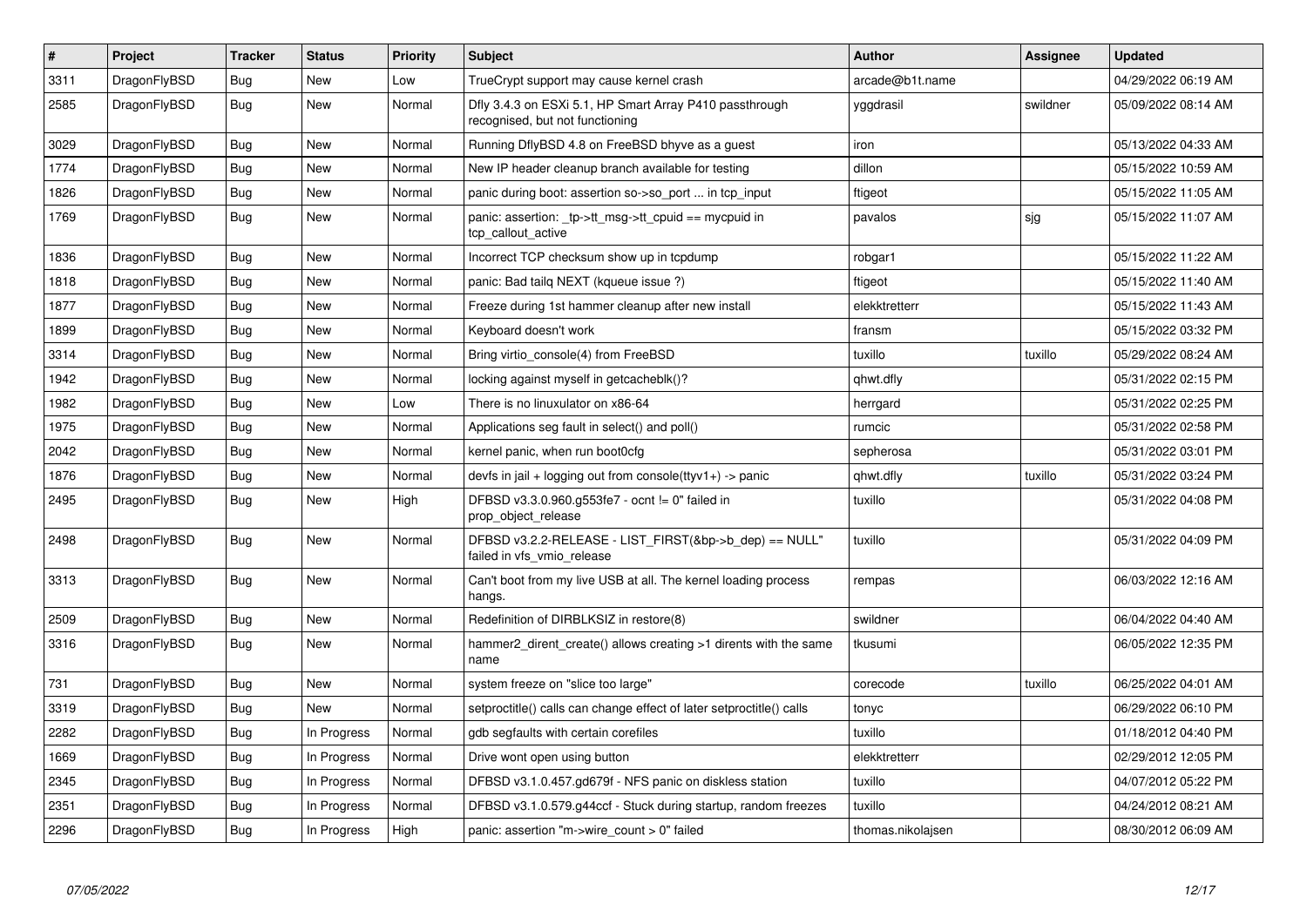| # | Project | Tracker | Status | Priority | Subject | Author | Assignee | Updated |
|---|---|---|---|---|---|---|---|---|
| 3311 | DragonFlyBSD | Bug | New | Low | TrueCrypt support may cause kernel crash | arcade@b1t.name | | 04/29/2022 06:19 AM |
| 2585 | DragonFlyBSD | Bug | New | Normal | Dfly 3.4.3 on ESXi 5.1, HP Smart Array P410 passthrough recognised, but not functioning | yggdrasil | swildner | 05/09/2022 08:14 AM |
| 3029 | DragonFlyBSD | Bug | New | Normal | Running DflyBSD 4.8 on FreeBSD bhyve as a guest | iron | | 05/13/2022 04:33 AM |
| 1774 | DragonFlyBSD | Bug | New | Normal | New IP header cleanup branch available for testing | dillon | | 05/15/2022 10:59 AM |
| 1826 | DragonFlyBSD | Bug | New | Normal | panic during boot: assertion so->so_port ... in tcp_input | ftigeot | | 05/15/2022 11:05 AM |
| 1769 | DragonFlyBSD | Bug | New | Normal | panic: assertion: _tp->tt_msg->tt_cpuid == mycpuid in tcp_callout_active | pavalos | sjg | 05/15/2022 11:07 AM |
| 1836 | DragonFlyBSD | Bug | New | Normal | Incorrect TCP checksum show up in tcpdump | robgar1 | | 05/15/2022 11:22 AM |
| 1818 | DragonFlyBSD | Bug | New | Normal | panic: Bad tailq NEXT (kqueue issue ?) | ftigeot | | 05/15/2022 11:40 AM |
| 1877 | DragonFlyBSD | Bug | New | Normal | Freeze during 1st hammer cleanup after new install | elekktretterr | | 05/15/2022 11:43 AM |
| 1899 | DragonFlyBSD | Bug | New | Normal | Keyboard doesn't work | fransm | | 05/15/2022 03:32 PM |
| 3314 | DragonFlyBSD | Bug | New | Normal | Bring virtio_console(4) from FreeBSD | tuxillo | tuxillo | 05/29/2022 08:24 AM |
| 1942 | DragonFlyBSD | Bug | New | Normal | locking against myself in getcacheblk()? | qhwt.dfly | | 05/31/2022 02:15 PM |
| 1982 | DragonFlyBSD | Bug | New | Low | There is no linuxulator on x86-64 | herrgard | | 05/31/2022 02:25 PM |
| 1975 | DragonFlyBSD | Bug | New | Normal | Applications seg fault in select() and poll() | rumcic | | 05/31/2022 02:58 PM |
| 2042 | DragonFlyBSD | Bug | New | Normal | kernel panic, when run boot0cfg | sepherosa | | 05/31/2022 03:01 PM |
| 1876 | DragonFlyBSD | Bug | New | Normal | devfs in jail + logging out from console(ttyv1+) -> panic | qhwt.dfly | tuxillo | 05/31/2022 03:24 PM |
| 2495 | DragonFlyBSD | Bug | New | High | DFBSD v3.3.0.960.g553fe7 - ocnt != 0" failed in prop_object_release | tuxillo | | 05/31/2022 04:08 PM |
| 2498 | DragonFlyBSD | Bug | New | Normal | DFBSD v3.2.2-RELEASE - LIST_FIRST(&bp->b_dep) == NULL" failed in vfs_vmio_release | tuxillo | | 05/31/2022 04:09 PM |
| 3313 | DragonFlyBSD | Bug | New | Normal | Can't boot from my live USB at all. The kernel loading process hangs. | rempas | | 06/03/2022 12:16 AM |
| 2509 | DragonFlyBSD | Bug | New | Normal | Redefinition of DIRBLKSIZ in restore(8) | swildner | | 06/04/2022 04:40 AM |
| 3316 | DragonFlyBSD | Bug | New | Normal | hammer2_dirent_create() allows creating >1 dirents with the same name | tkusumi | | 06/05/2022 12:35 PM |
| 731 | DragonFlyBSD | Bug | New | Normal | system freeze on "slice too large" | corecode | tuxillo | 06/25/2022 04:01 AM |
| 3319 | DragonFlyBSD | Bug | New | Normal | setproctitle() calls can change effect of later setproctitle() calls | tonyc | | 06/29/2022 06:10 PM |
| 2282 | DragonFlyBSD | Bug | In Progress | Normal | gdb segfaults with certain corefiles | tuxillo | | 01/18/2012 04:40 PM |
| 1669 | DragonFlyBSD | Bug | In Progress | Normal | Drive wont open using button | elekktretterr | | 02/29/2012 12:05 PM |
| 2345 | DragonFlyBSD | Bug | In Progress | Normal | DFBSD v3.1.0.457.gd679f - NFS panic on diskless station | tuxillo | | 04/07/2012 05:22 PM |
| 2351 | DragonFlyBSD | Bug | In Progress | Normal | DFBSD v3.1.0.579.g44ccf - Stuck during startup, random freezes | tuxillo | | 04/24/2012 08:21 AM |
| 2296 | DragonFlyBSD | Bug | In Progress | High | panic: assertion "m->wire_count > 0" failed | thomas.nikolajsen | | 08/30/2012 06:09 AM |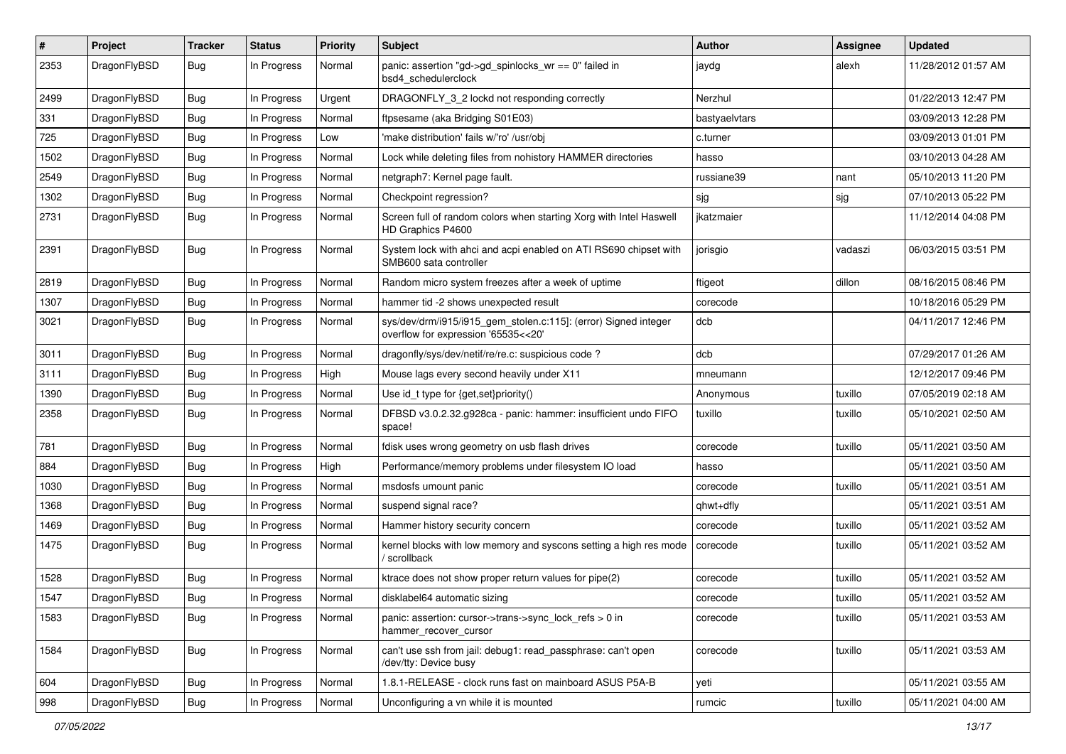| # | Project | Tracker | Status | Priority | Subject | Author | Assignee | Updated |
|---|---|---|---|---|---|---|---|---|
| 2353 | DragonFlyBSD | Bug | In Progress | Normal | panic: assertion "gd->gd_spinlocks_wr == 0" failed in bsd4_schedulerclock | jaydg | alexh | 11/28/2012 01:57 AM |
| 2499 | DragonFlyBSD | Bug | In Progress | Urgent | DRAGONFLY_3_2 lockd not responding correctly | Nerzhul | | 01/22/2013 12:47 PM |
| 331 | DragonFlyBSD | Bug | In Progress | Normal | ftpsesame (aka Bridging S01E03) | bastyaelvtars | | 03/09/2013 12:28 PM |
| 725 | DragonFlyBSD | Bug | In Progress | Low | 'make distribution' fails w/'ro' /usr/obj | c.turner | | 03/09/2013 01:01 PM |
| 1502 | DragonFlyBSD | Bug | In Progress | Normal | Lock while deleting files from nohistory HAMMER directories | hasso | | 03/10/2013 04:28 AM |
| 2549 | DragonFlyBSD | Bug | In Progress | Normal | netgraph7: Kernel page fault. | russiane39 | nant | 05/10/2013 11:20 PM |
| 1302 | DragonFlyBSD | Bug | In Progress | Normal | Checkpoint regression? | sjg | sjg | 07/10/2013 05:22 PM |
| 2731 | DragonFlyBSD | Bug | In Progress | Normal | Screen full of random colors when starting Xorg with Intel Haswell HD Graphics P4600 | jkatzmaier | | 11/12/2014 04:08 PM |
| 2391 | DragonFlyBSD | Bug | In Progress | Normal | System lock with ahci and acpi enabled on ATI RS690 chipset with SMB600 sata controller | jorisgio | vadaszi | 06/03/2015 03:51 PM |
| 2819 | DragonFlyBSD | Bug | In Progress | Normal | Random micro system freezes after a week of uptime | ftigeot | dillon | 08/16/2015 08:46 PM |
| 1307 | DragonFlyBSD | Bug | In Progress | Normal | hammer tid -2 shows unexpected result | corecode | | 10/18/2016 05:29 PM |
| 3021 | DragonFlyBSD | Bug | In Progress | Normal | sys/dev/drm/i915/i915_gem_stolen.c:115]: (error) Signed integer overflow for expression '65535<<20' | dcb | | 04/11/2017 12:46 PM |
| 3011 | DragonFlyBSD | Bug | In Progress | Normal | dragonfly/sys/dev/netif/re/re.c: suspicious code ? | dcb | | 07/29/2017 01:26 AM |
| 3111 | DragonFlyBSD | Bug | In Progress | High | Mouse lags every second heavily under X11 | mneumann | | 12/12/2017 09:46 PM |
| 1390 | DragonFlyBSD | Bug | In Progress | Normal | Use id_t type for {get,set}priority() | Anonymous | tuxillo | 07/05/2019 02:18 AM |
| 2358 | DragonFlyBSD | Bug | In Progress | Normal | DFBSD v3.0.2.32.g928ca - panic: hammer: insufficient undo FIFO space! | tuxillo | tuxillo | 05/10/2021 02:50 AM |
| 781 | DragonFlyBSD | Bug | In Progress | Normal | fdisk uses wrong geometry on usb flash drives | corecode | tuxillo | 05/11/2021 03:50 AM |
| 884 | DragonFlyBSD | Bug | In Progress | High | Performance/memory problems under filesystem IO load | hasso | | 05/11/2021 03:50 AM |
| 1030 | DragonFlyBSD | Bug | In Progress | Normal | msdosfs umount panic | corecode | tuxillo | 05/11/2021 03:51 AM |
| 1368 | DragonFlyBSD | Bug | In Progress | Normal | suspend signal race? | qhwt+dfly | | 05/11/2021 03:51 AM |
| 1469 | DragonFlyBSD | Bug | In Progress | Normal | Hammer history security concern | corecode | tuxillo | 05/11/2021 03:52 AM |
| 1475 | DragonFlyBSD | Bug | In Progress | Normal | kernel blocks with low memory and syscons setting a high res mode / scrollback | corecode | tuxillo | 05/11/2021 03:52 AM |
| 1528 | DragonFlyBSD | Bug | In Progress | Normal | ktrace does not show proper return values for pipe(2) | corecode | tuxillo | 05/11/2021 03:52 AM |
| 1547 | DragonFlyBSD | Bug | In Progress | Normal | disklabel64 automatic sizing | corecode | tuxillo | 05/11/2021 03:52 AM |
| 1583 | DragonFlyBSD | Bug | In Progress | Normal | panic: assertion: cursor->trans->sync_lock_refs > 0 in hammer_recover_cursor | corecode | tuxillo | 05/11/2021 03:53 AM |
| 1584 | DragonFlyBSD | Bug | In Progress | Normal | can't use ssh from jail: debug1: read_passphrase: can't open /dev/tty: Device busy | corecode | tuxillo | 05/11/2021 03:53 AM |
| 604 | DragonFlyBSD | Bug | In Progress | Normal | 1.8.1-RELEASE - clock runs fast on mainboard ASUS P5A-B | yeti | | 05/11/2021 03:55 AM |
| 998 | DragonFlyBSD | Bug | In Progress | Normal | Unconfiguring a vn while it is mounted | rumcic | tuxillo | 05/11/2021 04:00 AM |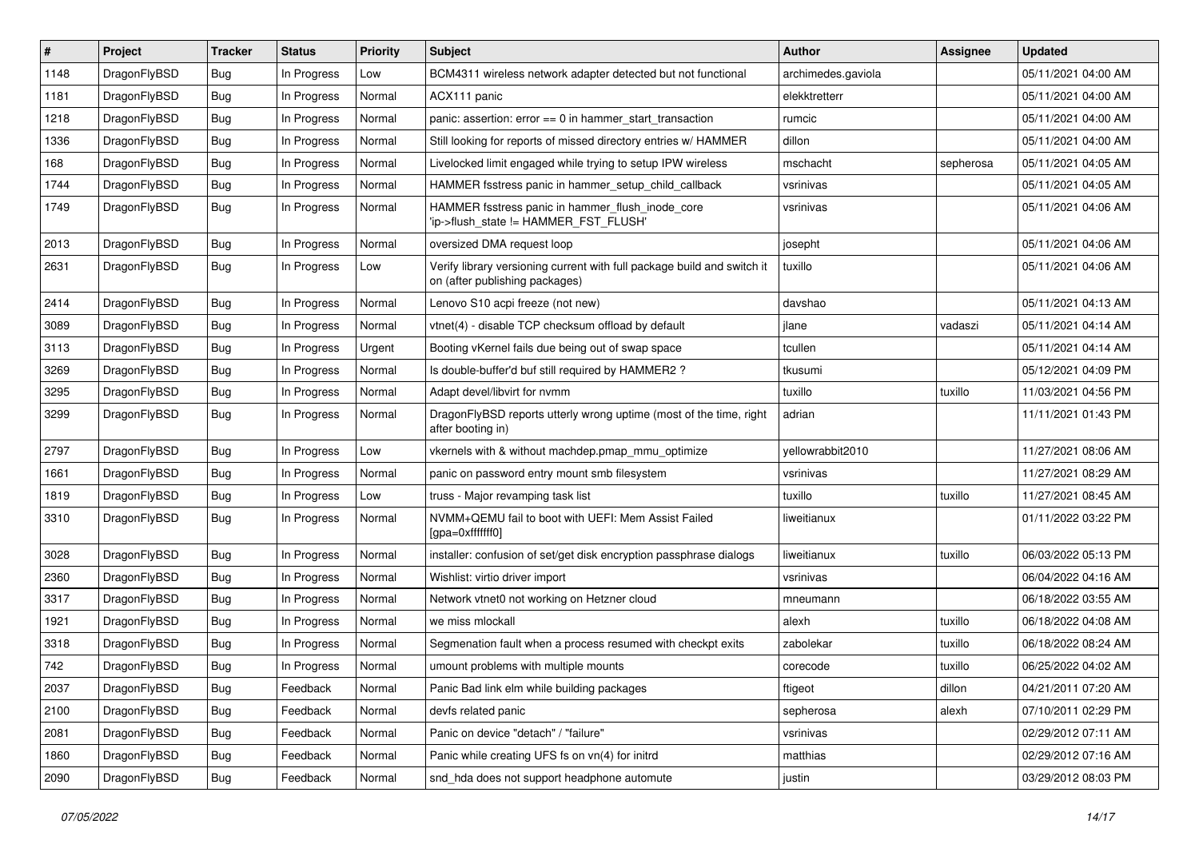| # | Project | Tracker | Status | Priority | Subject | Author | Assignee | Updated |
|---|---|---|---|---|---|---|---|---|
| 1148 | DragonFlyBSD | Bug | In Progress | Low | BCM4311 wireless network adapter detected but not functional | archimedes.gaviola | | 05/11/2021 04:00 AM |
| 1181 | DragonFlyBSD | Bug | In Progress | Normal | ACX111 panic | elekktretterr | | 05/11/2021 04:00 AM |
| 1218 | DragonFlyBSD | Bug | In Progress | Normal | panic: assertion: error == 0 in hammer_start_transaction | rumcic | | 05/11/2021 04:00 AM |
| 1336 | DragonFlyBSD | Bug | In Progress | Normal | Still looking for reports of missed directory entries w/ HAMMER | dillon | | 05/11/2021 04:00 AM |
| 168 | DragonFlyBSD | Bug | In Progress | Normal | Livelocked limit engaged while trying to setup IPW wireless | mschacht | sepherosa | 05/11/2021 04:05 AM |
| 1744 | DragonFlyBSD | Bug | In Progress | Normal | HAMMER fsstress panic in hammer_setup_child_callback | vsrinivas | | 05/11/2021 04:05 AM |
| 1749 | DragonFlyBSD | Bug | In Progress | Normal | HAMMER fsstress panic in hammer_flush_inode_core 'ip->flush_state != HAMMER_FST_FLUSH' | vsrinivas | | 05/11/2021 04:06 AM |
| 2013 | DragonFlyBSD | Bug | In Progress | Normal | oversized DMA request loop | josepht | | 05/11/2021 04:06 AM |
| 2631 | DragonFlyBSD | Bug | In Progress | Low | Verify library versioning current with full package build and switch it on (after publishing packages) | tuxillo | | 05/11/2021 04:06 AM |
| 2414 | DragonFlyBSD | Bug | In Progress | Normal | Lenovo S10 acpi freeze (not new) | davshao | | 05/11/2021 04:13 AM |
| 3089 | DragonFlyBSD | Bug | In Progress | Normal | vtnet(4) - disable TCP checksum offload by default | jlane | vadaszi | 05/11/2021 04:14 AM |
| 3113 | DragonFlyBSD | Bug | In Progress | Urgent | Booting vKernel fails due being out of swap space | tcullen | | 05/11/2021 04:14 AM |
| 3269 | DragonFlyBSD | Bug | In Progress | Normal | Is double-buffer'd buf still required by HAMMER2 ? | tkusumi | | 05/12/2021 04:09 PM |
| 3295 | DragonFlyBSD | Bug | In Progress | Normal | Adapt devel/libvirt for nvmm | tuxillo | tuxillo | 11/03/2021 04:56 PM |
| 3299 | DragonFlyBSD | Bug | In Progress | Normal | DragonFlyBSD reports utterly wrong uptime (most of the time, right after booting in) | adrian | | 11/11/2021 01:43 PM |
| 2797 | DragonFlyBSD | Bug | In Progress | Low | vkernels with & without machdep.pmap_mmu_optimize | yellowrabbit2010 | | 11/27/2021 08:06 AM |
| 1661 | DragonFlyBSD | Bug | In Progress | Normal | panic on password entry mount smb filesystem | vsrinivas | | 11/27/2021 08:29 AM |
| 1819 | DragonFlyBSD | Bug | In Progress | Low | truss - Major revamping task list | tuxillo | tuxillo | 11/27/2021 08:45 AM |
| 3310 | DragonFlyBSD | Bug | In Progress | Normal | NVMM+QEMU fail to boot with UEFI: Mem Assist Failed [gpa=0xfffffff0] | liweitianux | | 01/11/2022 03:22 PM |
| 3028 | DragonFlyBSD | Bug | In Progress | Normal | installer: confusion of set/get disk encryption passphrase dialogs | liweitianux | tuxillo | 06/03/2022 05:13 PM |
| 2360 | DragonFlyBSD | Bug | In Progress | Normal | Wishlist: virtio driver import | vsrinivas | | 06/04/2022 04:16 AM |
| 3317 | DragonFlyBSD | Bug | In Progress | Normal | Network vtnet0 not working on Hetzner cloud | mneumann | | 06/18/2022 03:55 AM |
| 1921 | DragonFlyBSD | Bug | In Progress | Normal | we miss mlockall | alexh | tuxillo | 06/18/2022 04:08 AM |
| 3318 | DragonFlyBSD | Bug | In Progress | Normal | Segmenation fault when a process resumed with checkpt exits | zabolekar | tuxillo | 06/18/2022 08:24 AM |
| 742 | DragonFlyBSD | Bug | In Progress | Normal | umount problems with multiple mounts | corecode | tuxillo | 06/25/2022 04:02 AM |
| 2037 | DragonFlyBSD | Bug | Feedback | Normal | Panic Bad link elm while building packages | ftigeot | dillon | 04/21/2011 07:20 AM |
| 2100 | DragonFlyBSD | Bug | Feedback | Normal | devfs related panic | sepherosa | alexh | 07/10/2011 02:29 PM |
| 2081 | DragonFlyBSD | Bug | Feedback | Normal | Panic on device "detach" / "failure" | vsrinivas | | 02/29/2012 07:11 AM |
| 1860 | DragonFlyBSD | Bug | Feedback | Normal | Panic while creating UFS fs on vn(4) for initrd | matthias | | 02/29/2012 07:16 AM |
| 2090 | DragonFlyBSD | Bug | Feedback | Normal | snd_hda does not support headphone automute | justin | | 03/29/2012 08:03 PM |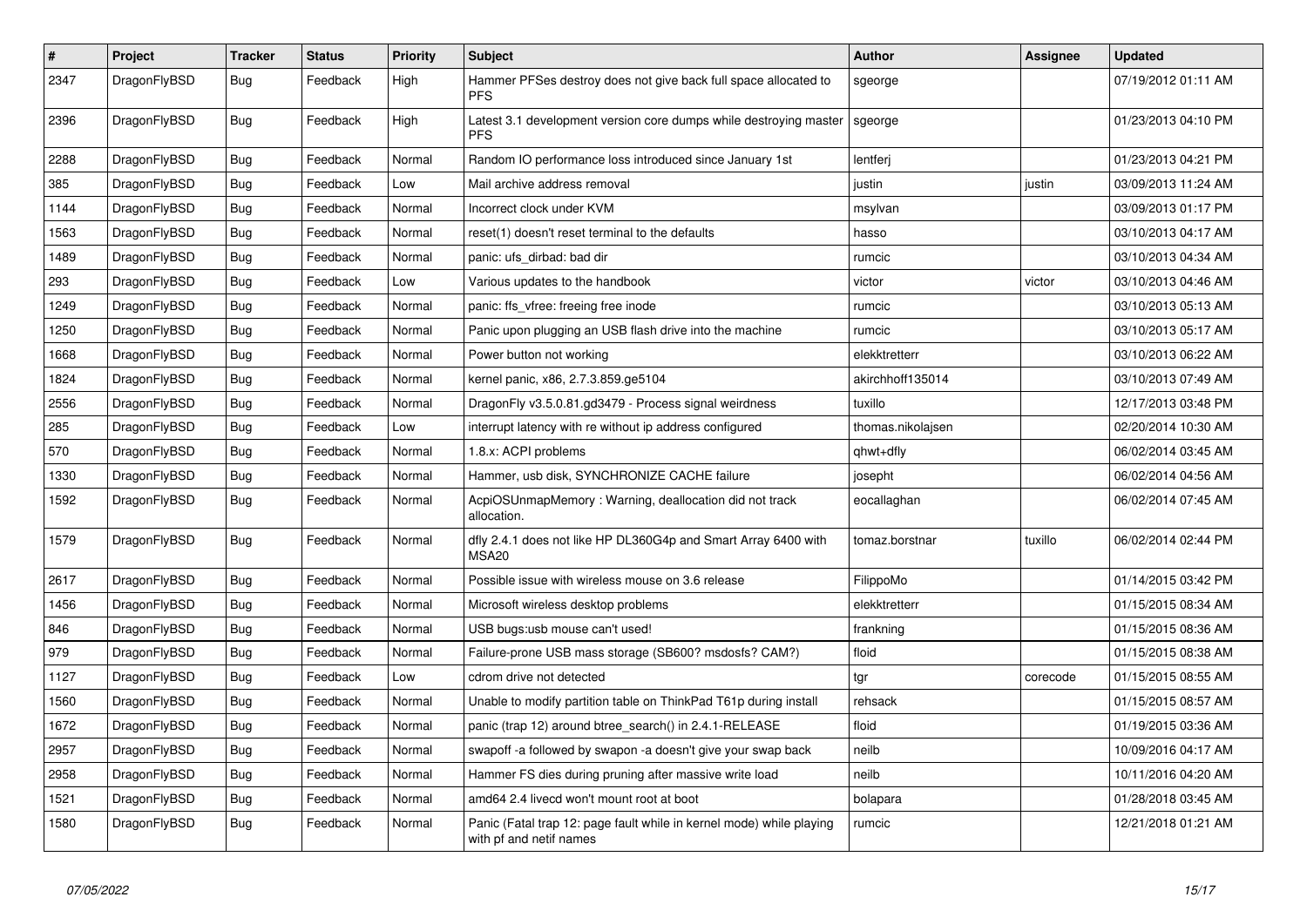| # | Project | Tracker | Status | Priority | Subject | Author | Assignee | Updated |
|---|---|---|---|---|---|---|---|---|
| 2347 | DragonFlyBSD | Bug | Feedback | High | Hammer PFSes destroy does not give back full space allocated to PFS | sgeorge | | 07/19/2012 01:11 AM |
| 2396 | DragonFlyBSD | Bug | Feedback | High | Latest 3.1 development version core dumps while destroying master PFS | sgeorge | | 01/23/2013 04:10 PM |
| 2288 | DragonFlyBSD | Bug | Feedback | Normal | Random IO performance loss introduced since January 1st | lentferj | | 01/23/2013 04:21 PM |
| 385 | DragonFlyBSD | Bug | Feedback | Low | Mail archive address removal | justin | justin | 03/09/2013 11:24 AM |
| 1144 | DragonFlyBSD | Bug | Feedback | Normal | Incorrect clock under KVM | msylvan | | 03/09/2013 01:17 PM |
| 1563 | DragonFlyBSD | Bug | Feedback | Normal | reset(1) doesn't reset terminal to the defaults | hasso | | 03/10/2013 04:17 AM |
| 1489 | DragonFlyBSD | Bug | Feedback | Normal | panic: ufs_dirbad: bad dir | rumcic | | 03/10/2013 04:34 AM |
| 293 | DragonFlyBSD | Bug | Feedback | Low | Various updates to the handbook | victor | victor | 03/10/2013 04:46 AM |
| 1249 | DragonFlyBSD | Bug | Feedback | Normal | panic: ffs_vfree: freeing free inode | rumcic | | 03/10/2013 05:13 AM |
| 1250 | DragonFlyBSD | Bug | Feedback | Normal | Panic upon plugging an USB flash drive into the machine | rumcic | | 03/10/2013 05:17 AM |
| 1668 | DragonFlyBSD | Bug | Feedback | Normal | Power button not working | elekktretterr | | 03/10/2013 06:22 AM |
| 1824 | DragonFlyBSD | Bug | Feedback | Normal | kernel panic, x86, 2.7.3.859.ge5104 | akirchhoff135014 | | 03/10/2013 07:49 AM |
| 2556 | DragonFlyBSD | Bug | Feedback | Normal | DragonFly v3.5.0.81.gd3479 - Process signal weirdness | tuxillo | | 12/17/2013 03:48 PM |
| 285 | DragonFlyBSD | Bug | Feedback | Low | interrupt latency with re without ip address configured | thomas.nikolajsen | | 02/20/2014 10:30 AM |
| 570 | DragonFlyBSD | Bug | Feedback | Normal | 1.8.x: ACPI problems | qhwt+dfly | | 06/02/2014 03:45 AM |
| 1330 | DragonFlyBSD | Bug | Feedback | Normal | Hammer, usb disk, SYNCHRONIZE CACHE failure | josepht | | 06/02/2014 04:56 AM |
| 1592 | DragonFlyBSD | Bug | Feedback | Normal | AcpiOSUnmapMemory : Warning, deallocation did not track allocation. | eocallaghan | | 06/02/2014 07:45 AM |
| 1579 | DragonFlyBSD | Bug | Feedback | Normal | dfly 2.4.1 does not like HP DL360G4p and Smart Array 6400 with MSA20 | tomaz.borstnar | tuxillo | 06/02/2014 02:44 PM |
| 2617 | DragonFlyBSD | Bug | Feedback | Normal | Possible issue with wireless mouse on 3.6 release | FilippoMo | | 01/14/2015 03:42 PM |
| 1456 | DragonFlyBSD | Bug | Feedback | Normal | Microsoft wireless desktop problems | elekktretterr | | 01/15/2015 08:34 AM |
| 846 | DragonFlyBSD | Bug | Feedback | Normal | USB bugs:usb mouse can't used! | frankning | | 01/15/2015 08:36 AM |
| 979 | DragonFlyBSD | Bug | Feedback | Normal | Failure-prone USB mass storage (SB600? msdosfs? CAM?) | floid | | 01/15/2015 08:38 AM |
| 1127 | DragonFlyBSD | Bug | Feedback | Low | cdrom drive not detected | tgr | corecode | 01/15/2015 08:55 AM |
| 1560 | DragonFlyBSD | Bug | Feedback | Normal | Unable to modify partition table on ThinkPad T61p during install | rehsack | | 01/15/2015 08:57 AM |
| 1672 | DragonFlyBSD | Bug | Feedback | Normal | panic (trap 12) around btree_search() in 2.4.1-RELEASE | floid | | 01/19/2015 03:36 AM |
| 2957 | DragonFlyBSD | Bug | Feedback | Normal | swapoff -a followed by swapon -a doesn't give your swap back | neilb | | 10/09/2016 04:17 AM |
| 2958 | DragonFlyBSD | Bug | Feedback | Normal | Hammer FS dies during pruning after massive write load | neilb | | 10/11/2016 04:20 AM |
| 1521 | DragonFlyBSD | Bug | Feedback | Normal | amd64 2.4 livecd won't mount root at boot | bolapara | | 01/28/2018 03:45 AM |
| 1580 | DragonFlyBSD | Bug | Feedback | Normal | Panic (Fatal trap 12: page fault while in kernel mode) while playing with pf and netif names | rumcic | | 12/21/2018 01:21 AM |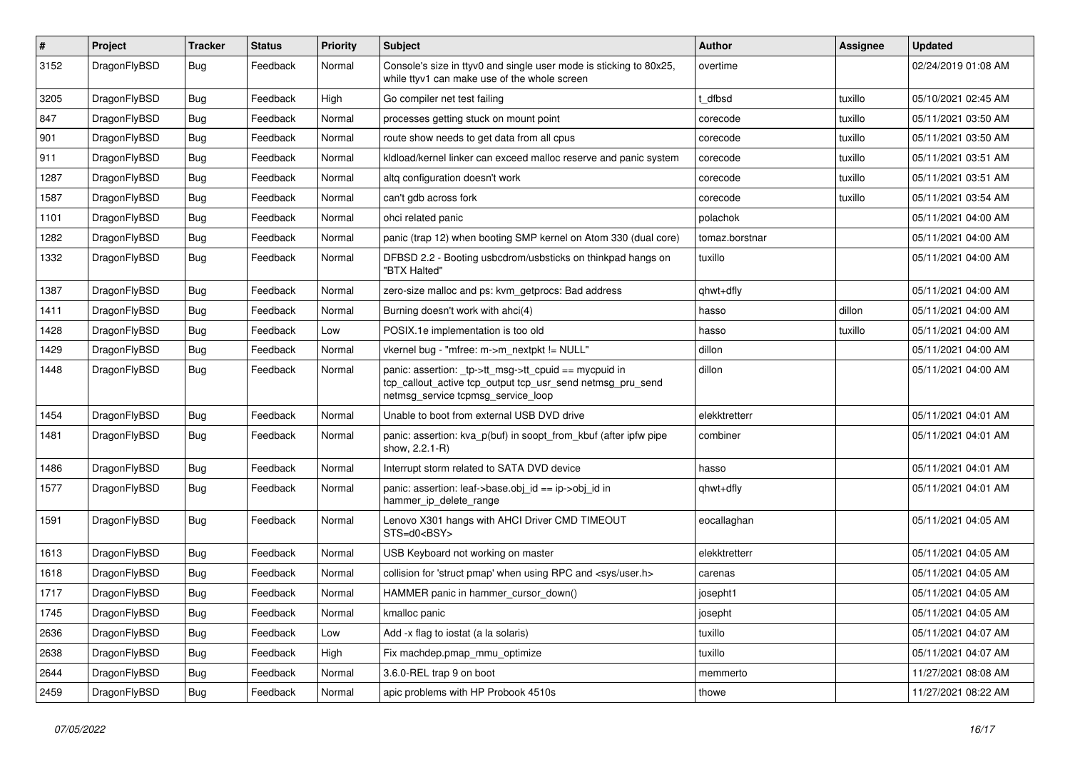| # | Project | Tracker | Status | Priority | Subject | Author | Assignee | Updated |
|---|---|---|---|---|---|---|---|---|
| 3152 | DragonFlyBSD | Bug | Feedback | Normal | Console's size in ttyv0 and single user mode is sticking to 80x25, while ttyv1 can make use of the whole screen | overtime | | 02/24/2019 01:08 AM |
| 3205 | DragonFlyBSD | Bug | Feedback | High | Go compiler net test failing | t_dfbsd | tuxillo | 05/10/2021 02:45 AM |
| 847 | DragonFlyBSD | Bug | Feedback | Normal | processes getting stuck on mount point | corecode | tuxillo | 05/11/2021 03:50 AM |
| 901 | DragonFlyBSD | Bug | Feedback | Normal | route show needs to get data from all cpus | corecode | tuxillo | 05/11/2021 03:50 AM |
| 911 | DragonFlyBSD | Bug | Feedback | Normal | kldload/kernel linker can exceed malloc reserve and panic system | corecode | tuxillo | 05/11/2021 03:51 AM |
| 1287 | DragonFlyBSD | Bug | Feedback | Normal | altq configuration doesn't work | corecode | tuxillo | 05/11/2021 03:51 AM |
| 1587 | DragonFlyBSD | Bug | Feedback | Normal | can't gdb across fork | corecode | tuxillo | 05/11/2021 03:54 AM |
| 1101 | DragonFlyBSD | Bug | Feedback | Normal | ohci related panic | polachok | | 05/11/2021 04:00 AM |
| 1282 | DragonFlyBSD | Bug | Feedback | Normal | panic (trap 12) when booting SMP kernel on Atom 330 (dual core) | tomaz.borstnar | | 05/11/2021 04:00 AM |
| 1332 | DragonFlyBSD | Bug | Feedback | Normal | DFBSD 2.2 - Booting usbcdrom/usbsticks on thinkpad hangs on "BTX Halted" | tuxillo | | 05/11/2021 04:00 AM |
| 1387 | DragonFlyBSD | Bug | Feedback | Normal | zero-size malloc and ps: kvm_getprocs: Bad address | qhwt+dfly | | 05/11/2021 04:00 AM |
| 1411 | DragonFlyBSD | Bug | Feedback | Normal | Burning doesn't work with ahci(4) | hasso | dillon | 05/11/2021 04:00 AM |
| 1428 | DragonFlyBSD | Bug | Feedback | Low | POSIX.1e implementation is too old | hasso | tuxillo | 05/11/2021 04:00 AM |
| 1429 | DragonFlyBSD | Bug | Feedback | Normal | vkernel bug - "mfree: m->m_nextpkt != NULL" | dillon | | 05/11/2021 04:00 AM |
| 1448 | DragonFlyBSD | Bug | Feedback | Normal | panic: assertion: _tp->tt_msg->tt_cpuid == mycpuid in tcp_callout_active tcp_output tcp_usr_send netmsg_pru_send netmsg_service tcpmsg_service_loop | dillon | | 05/11/2021 04:00 AM |
| 1454 | DragonFlyBSD | Bug | Feedback | Normal | Unable to boot from external USB DVD drive | elekktretterr | | 05/11/2021 04:01 AM |
| 1481 | DragonFlyBSD | Bug | Feedback | Normal | panic: assertion: kva_p(buf) in soopt_from_kbuf (after ipfw pipe show, 2.2.1-R) | combiner | | 05/11/2021 04:01 AM |
| 1486 | DragonFlyBSD | Bug | Feedback | Normal | Interrupt storm related to SATA DVD device | hasso | | 05/11/2021 04:01 AM |
| 1577 | DragonFlyBSD | Bug | Feedback | Normal | panic: assertion: leaf->base.obj_id == ip->obj_id in hammer_ip_delete_range | qhwt+dfly | | 05/11/2021 04:01 AM |
| 1591 | DragonFlyBSD | Bug | Feedback | Normal | Lenovo X301 hangs with AHCI Driver CMD TIMEOUT STS=d0<BSY> | eocallaghan | | 05/11/2021 04:05 AM |
| 1613 | DragonFlyBSD | Bug | Feedback | Normal | USB Keyboard not working on master | elekktretterr | | 05/11/2021 04:05 AM |
| 1618 | DragonFlyBSD | Bug | Feedback | Normal | collision for 'struct pmap' when using RPC and <sys/user.h> | carenas | | 05/11/2021 04:05 AM |
| 1717 | DragonFlyBSD | Bug | Feedback | Normal | HAMMER panic in hammer_cursor_down() | josepht1 | | 05/11/2021 04:05 AM |
| 1745 | DragonFlyBSD | Bug | Feedback | Normal | kmalloc panic | josepht | | 05/11/2021 04:05 AM |
| 2636 | DragonFlyBSD | Bug | Feedback | Low | Add -x flag to iostat (a la solaris) | tuxillo | | 05/11/2021 04:07 AM |
| 2638 | DragonFlyBSD | Bug | Feedback | High | Fix machdep.pmap_mmu_optimize | tuxillo | | 05/11/2021 04:07 AM |
| 2644 | DragonFlyBSD | Bug | Feedback | Normal | 3.6.0-REL trap 9 on boot | memmerto | | 11/27/2021 08:08 AM |
| 2459 | DragonFlyBSD | Bug | Feedback | Normal | apic problems with HP Probook 4510s | thowe | | 11/27/2021 08:22 AM |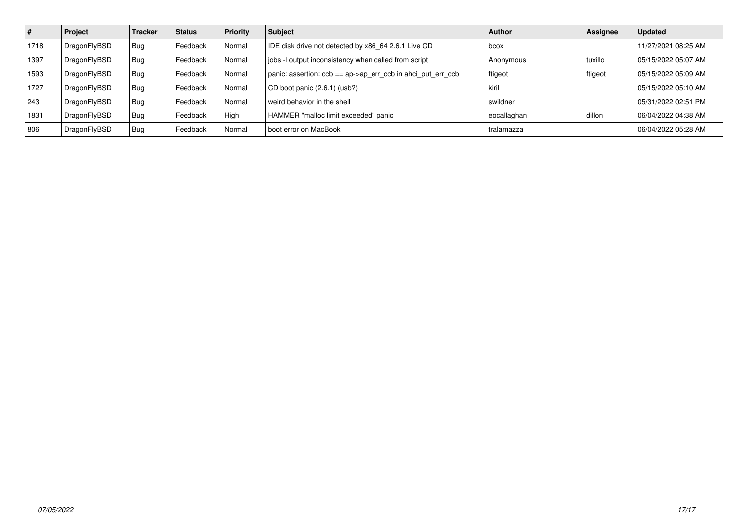| # | Project | Tracker | Status | Priority | Subject | Author | Assignee | Updated |
|---|---|---|---|---|---|---|---|---|
| 1718 | DragonFlyBSD | Bug | Feedback | Normal | IDE disk drive not detected by x86_64 2.6.1 Live CD | bcox | | 11/27/2021 08:25 AM |
| 1397 | DragonFlyBSD | Bug | Feedback | Normal | jobs -l output inconsistency when called from script | Anonymous | tuxillo | 05/15/2022 05:07 AM |
| 1593 | DragonFlyBSD | Bug | Feedback | Normal | panic: assertion: ccb == ap->ap_err_ccb in ahci_put_err_ccb | ftigeot | ftigeot | 05/15/2022 05:09 AM |
| 1727 | DragonFlyBSD | Bug | Feedback | Normal | CD boot panic (2.6.1) (usb?) | kiril | | 05/15/2022 05:10 AM |
| 243 | DragonFlyBSD | Bug | Feedback | Normal | weird behavior in the shell | swildner | | 05/31/2022 02:51 PM |
| 1831 | DragonFlyBSD | Bug | Feedback | High | HAMMER "malloc limit exceeded" panic | eocallaghan | dillon | 06/04/2022 04:38 AM |
| 806 | DragonFlyBSD | Bug | Feedback | Normal | boot error on MacBook | tralamazza | | 06/04/2022 05:28 AM |